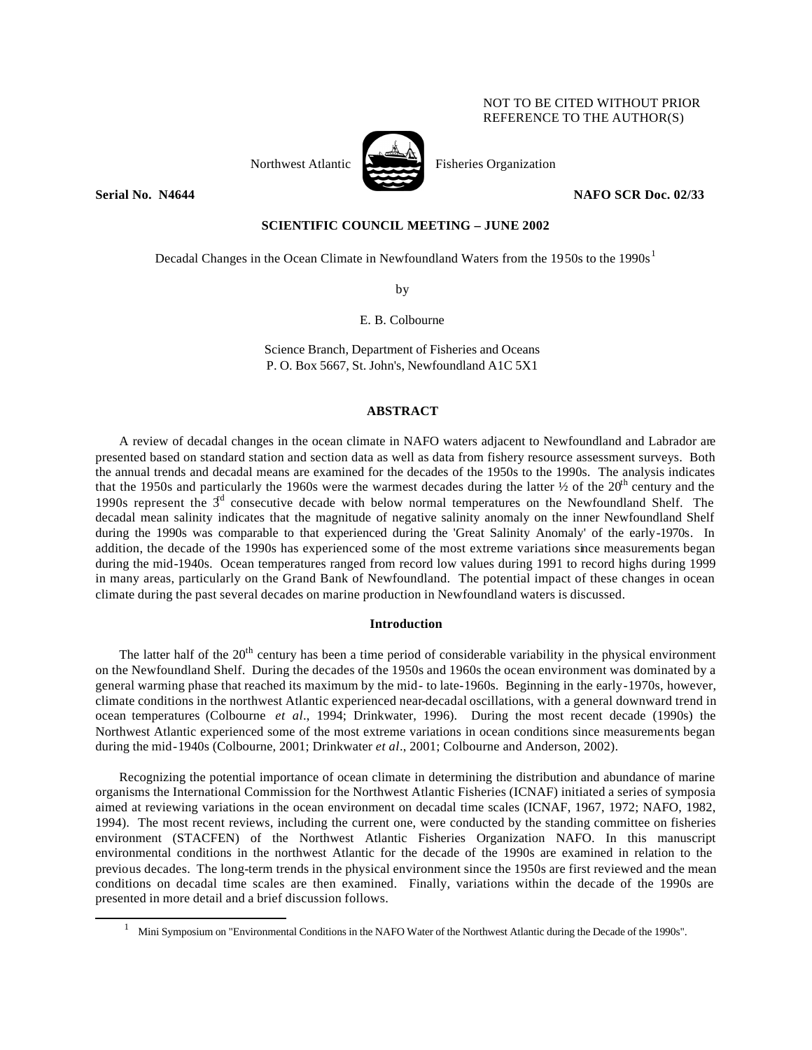NOT TO BE CITED WITHOUT PRIOR
REFERENCE TO THE AUTHOR(S)

Northwest Atlantic Fisheries Organization

**Serial No. N4644** **NAFO SCR Doc. 02/33**

**SCIENTIFIC COUNCIL MEETING – JUNE 2002**

Decadal Changes in the Ocean Climate in Newfoundland Waters from the 1950s to the 1990s[1]

by

E. B. Colbourne

Science Branch, Department of Fisheries and Oceans
P. O. Box 5667, St. John's, Newfoundland A1C 5X1

## ABSTRACT

A review of decadal changes in the ocean climate in NAFO waters adjacent to Newfoundland and Labrador are presented based on standard station and section data as well as data from fishery resource assessment surveys. Both the annual trends and decadal means are examined for the decades of the 1950s to the 1990s. The analysis indicates that the 1950s and particularly the 1960s were the warmest decades during the latter ½ of the 20$^{th}$ century and the 1990s represent the 3$^{d}$ consecutive decade with below normal temperatures on the Newfoundland Shelf. The decadal mean salinity indicates that the magnitude of negative salinity anomaly on the inner Newfoundland Shelf during the 1990s was comparable to that experienced during the 'Great Salinity Anomaly' of the early-1970s. In addition, the decade of the 1990s has experienced some of the most extreme variations since measurements began during the mid-1940s. Ocean temperatures ranged from record low values during 1991 to record highs during 1999 in many areas, particularly on the Grand Bank of Newfoundland. The potential impact of these changes in ocean climate during the past several decades on marine production in Newfoundland waters is discussed.

## Introduction

The latter half of the 20$^{th}$ century has been a time period of considerable variability in the physical environment on the Newfoundland Shelf. During the decades of the 1950s and 1960s the ocean environment was dominated by a general warming phase that reached its maximum by the mid- to late-1960s. Beginning in the early-1970s, however, climate conditions in the northwest Atlantic experienced near-decadal oscillations, with a general downward trend in ocean temperatures (Colbourne *et al*., 1994; Drinkwater, 1996). During the most recent decade (1990s) the Northwest Atlantic experienced some of the most extreme variations in ocean conditions since measurements began during the mid-1940s (Colbourne, 2001; Drinkwater *et al*., 2001; Colbourne and Anderson, 2002).

Recognizing the potential importance of ocean climate in determining the distribution and abundance of marine organisms the International Commission for the Northwest Atlantic Fisheries (ICNAF) initiated a series of symposia aimed at reviewing variations in the ocean environment on decadal time scales (ICNAF, 1967, 1972; NAFO, 1982, 1994). The most recent reviews, including the current one, were conducted by the standing committee on fisheries environment (STACFEN) of the Northwest Atlantic Fisheries Organization NAFO. In this manuscript environmental conditions in the northwest Atlantic for the decade of the 1990s are examined in relation to the previous decades. The long-term trends in the physical environment since the 1950s are first reviewed and the mean conditions on decadal time scales are then examined. Finally, variations within the decade of the 1990s are presented in more detail and a brief discussion follows.

[1] Mini Symposium on "Environmental Conditions in the NAFO Water of the Northwest Atlantic during the Decade of the 1990s".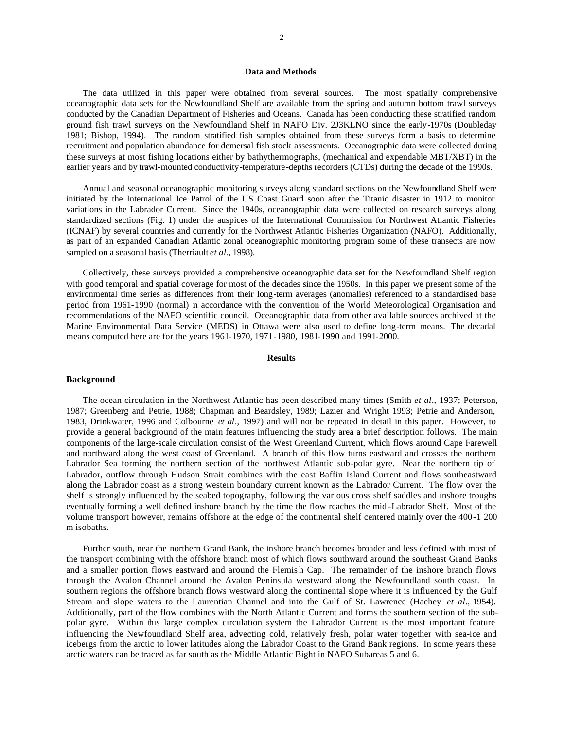## Data and Methods

The data utilized in this paper were obtained from several sources. The most spatially comprehensive oceanographic data sets for the Newfoundland Shelf are available from the spring and autumn bottom trawl surveys conducted by the Canadian Department of Fisheries and Oceans. Canada has been conducting these stratified random ground fish trawl surveys on the Newfoundland Shelf in NAFO Div. 2J3KLNO since the early-1970s (Doubleday 1981; Bishop, 1994). The random stratified fish samples obtained from these surveys form a basis to determine recruitment and population abundance for demersal fish stock assessments. Oceanographic data were collected during these surveys at most fishing locations either by bathythermographs, (mechanical and expendable MBT/XBT) in the earlier years and by trawl-mounted conductivity-temperature-depths recorders (CTDs) during the decade of the 1990s.

Annual and seasonal oceanographic monitoring surveys along standard sections on the Newfoundland Shelf were initiated by the International Ice Patrol of the US Coast Guard soon after the Titanic disaster in 1912 to monitor variations in the Labrador Current. Since the 1940s, oceanographic data were collected on research surveys along standardized sections (Fig. 1) under the auspices of the International Commission for Northwest Atlantic Fisheries (ICNAF) by several countries and currently for the Northwest Atlantic Fisheries Organization (NAFO). Additionally, as part of an expanded Canadian Atlantic zonal oceanographic monitoring program some of these transects are now sampled on a seasonal basis (Therriault *et al*., 1998).

Collectively, these surveys provided a comprehensive oceanographic data set for the Newfoundland Shelf region with good temporal and spatial coverage for most of the decades since the 1950s. In this paper we present some of the environmental time series as differences from their long-term averages (anomalies) referenced to a standardised base period from 1961-1990 (normal) in accordance with the convention of the World Meteorological Organisation and recommendations of the NAFO scientific council. Oceanographic data from other available sources archived at the Marine Environmental Data Service (MEDS) in Ottawa were also used to define long-term means. The decadal means computed here are for the years 1961-1970, 1971-1980, 1981-1990 and 1991-2000.

## Results

### Background

The ocean circulation in the Northwest Atlantic has been described many times (Smith *et al*., 1937; Peterson, 1987; Greenberg and Petrie, 1988; Chapman and Beardsley, 1989; Lazier and Wright 1993; Petrie and Anderson, 1983, Drinkwater, 1996 and Colbourne *et al*., 1997) and will not be repeated in detail in this paper. However, to provide a general background of the main features influencing the study area a brief description follows. The main components of the large-scale circulation consist of the West Greenland Current, which flows around Cape Farewell and northward along the west coast of Greenland. A branch of this flow turns eastward and crosses the northern Labrador Sea forming the northern section of the northwest Atlantic sub-polar gyre. Near the northern tip of Labrador, outflow through Hudson Strait combines with the east Baffin Island Current and flows southeastward along the Labrador coast as a strong western boundary current known as the Labrador Current. The flow over the shelf is strongly influenced by the seabed topography, following the various cross shelf saddles and inshore troughs eventually forming a well defined inshore branch by the time the flow reaches the mid-Labrador Shelf. Most of the volume transport however, remains offshore at the edge of the continental shelf centered mainly over the 400-1 200 m isobaths.

Further south, near the northern Grand Bank, the inshore branch becomes broader and less defined with most of the transport combining with the offshore branch most of which flows southward around the southeast Grand Banks and a smaller portion flows eastward and around the Flemish Cap. The remainder of the inshore branch flows through the Avalon Channel around the Avalon Peninsula westward along the Newfoundland south coast. In southern regions the offshore branch flows westward along the continental slope where it is influenced by the Gulf Stream and slope waters to the Laurentian Channel and into the Gulf of St. Lawrence (Hachey *et al*., 1954). Additionally, part of the flow combines with the North Atlantic Current and forms the southern section of the sub-polar gyre. Within this large complex circulation system the Labrador Current is the most important feature influencing the Newfoundland Shelf area, advecting cold, relatively fresh, polar water together with sea-ice and icebergs from the arctic to lower latitudes along the Labrador Coast to the Grand Bank regions. In some years these arctic waters can be traced as far south as the Middle Atlantic Bight in NAFO Subareas 5 and 6.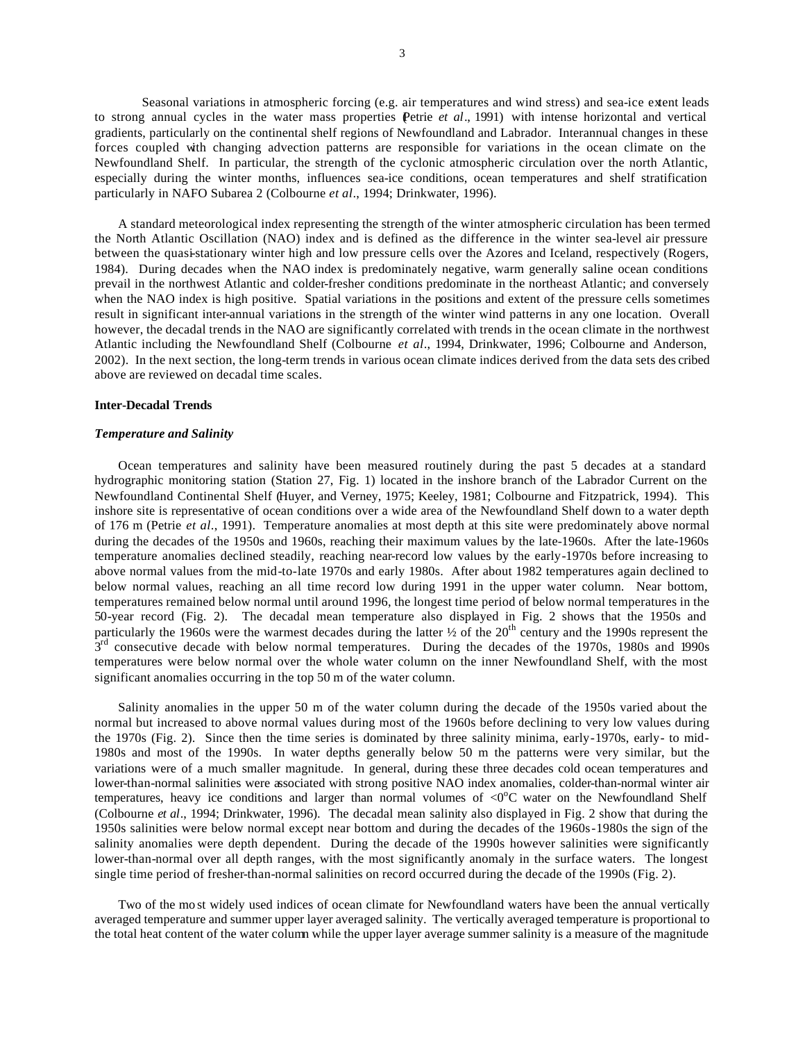Seasonal variations in atmospheric forcing (e.g. air temperatures and wind stress) and sea-ice extent leads to strong annual cycles in the water mass properties (Petrie *et al*., 1991) with intense horizontal and vertical gradients, particularly on the continental shelf regions of Newfoundland and Labrador. Interannual changes in these forces coupled with changing advection patterns are responsible for variations in the ocean climate on the Newfoundland Shelf. In particular, the strength of the cyclonic atmospheric circulation over the north Atlantic, especially during the winter months, influences sea-ice conditions, ocean temperatures and shelf stratification particularly in NAFO Subarea 2 (Colbourne *et al*., 1994; Drinkwater, 1996).

A standard meteorological index representing the strength of the winter atmospheric circulation has been termed the North Atlantic Oscillation (NAO) index and is defined as the difference in the winter sea-level air pressure between the quasi-stationary winter high and low pressure cells over the Azores and Iceland, respectively (Rogers, 1984). During decades when the NAO index is predominately negative, warm generally saline ocean conditions prevail in the northwest Atlantic and colder-fresher conditions predominate in the northeast Atlantic; and conversely when the NAO index is high positive. Spatial variations in the positions and extent of the pressure cells sometimes result in significant inter-annual variations in the strength of the winter wind patterns in any one location. Overall however, the decadal trends in the NAO are significantly correlated with trends in the ocean climate in the northwest Atlantic including the Newfoundland Shelf (Colbourne *et al*., 1994, Drinkwater, 1996; Colbourne and Anderson, 2002). In the next section, the long-term trends in various ocean climate indices derived from the data sets described above are reviewed on decadal time scales.

**Inter-Decadal Trends**

***Temperature and Salinity***

Ocean temperatures and salinity have been measured routinely during the past 5 decades at a standard hydrographic monitoring station (Station 27, Fig. 1) located in the inshore branch of the Labrador Current on the Newfoundland Continental Shelf (Huyer, and Verney, 1975; Keeley, 1981; Colbourne and Fitzpatrick, 1994). This inshore site is representative of ocean conditions over a wide area of the Newfoundland Shelf down to a water depth of 176 m (Petrie *et al*., 1991). Temperature anomalies at most depth at this site were predominately above normal during the decades of the 1950s and 1960s, reaching their maximum values by the late-1960s. After the late-1960s temperature anomalies declined steadily, reaching near-record low values by the early-1970s before increasing to above normal values from the mid-to-late 1970s and early 1980s. After about 1982 temperatures again declined to below normal values, reaching an all time record low during 1991 in the upper water column. Near bottom, temperatures remained below normal until around 1996, the longest time period of below normal temperatures in the 50-year record (Fig. 2). The decadal mean temperature also displayed in Fig. 2 shows that the 1950s and particularly the 1960s were the warmest decades during the latter ½ of the 20th century and the 1990s represent the 3rd consecutive decade with below normal temperatures. During the decades of the 1970s, 1980s and 1990s temperatures were below normal over the whole water column on the inner Newfoundland Shelf, with the most significant anomalies occurring in the top 50 m of the water column.

Salinity anomalies in the upper 50 m of the water column during the decade of the 1950s varied about the normal but increased to above normal values during most of the 1960s before declining to very low values during the 1970s (Fig. 2). Since then the time series is dominated by three salinity minima, early-1970s, early- to mid-1980s and most of the 1990s. In water depths generally below 50 m the patterns were very similar, but the variations were of a much smaller magnitude. In general, during these three decades cold ocean temperatures and lower-than-normal salinities were associated with strong positive NAO index anomalies, colder-than-normal winter air temperatures, heavy ice conditions and larger than normal volumes of $<0^{o}$C water on the Newfoundland Shelf (Colbourne *et al*., 1994; Drinkwater, 1996). The decadal mean salinity also displayed in Fig. 2 show that during the 1950s salinities were below normal except near bottom and during the decades of the 1960s-1980s the sign of the salinity anomalies were depth dependent. During the decade of the 1990s however salinities were significantly lower-than-normal over all depth ranges, with the most significantly anomaly in the surface waters. The longest single time period of fresher-than-normal salinities on record occurred during the decade of the 1990s (Fig. 2).

Two of the most widely used indices of ocean climate for Newfoundland waters have been the annual vertically averaged temperature and summer upper layer averaged salinity. The vertically averaged temperature is proportional to the total heat content of the water column while the upper layer average summer salinity is a measure of the magnitude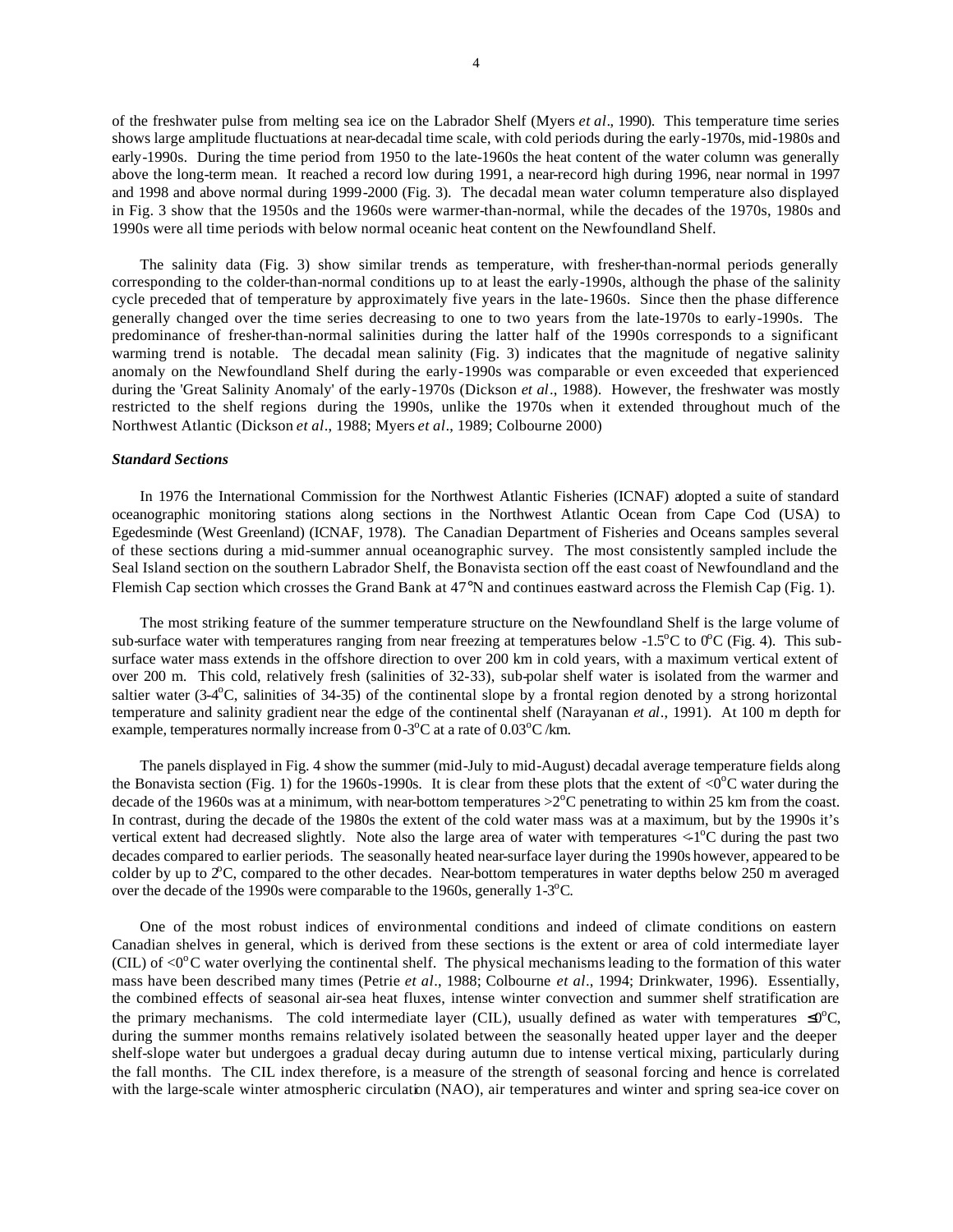of the freshwater pulse from melting sea ice on the Labrador Shelf (Myers *et al*., 1990). This temperature time series shows large amplitude fluctuations at near-decadal time scale, with cold periods during the early-1970s, mid-1980s and early-1990s. During the time period from 1950 to the late-1960s the heat content of the water column was generally above the long-term mean. It reached a record low during 1991, a near-record high during 1996, near normal in 1997 and 1998 and above normal during 1999-2000 (Fig. 3). The decadal mean water column temperature also displayed in Fig. 3 show that the 1950s and the 1960s were warmer-than-normal, while the decades of the 1970s, 1980s and 1990s were all time periods with below normal oceanic heat content on the Newfoundland Shelf.

The salinity data (Fig. 3) show similar trends as temperature, with fresher-than-normal periods generally corresponding to the colder-than-normal conditions up to at least the early-1990s, although the phase of the salinity cycle preceded that of temperature by approximately five years in the late-1960s. Since then the phase difference generally changed over the time series decreasing to one to two years from the late-1970s to early-1990s. The predominance of fresher-than-normal salinities during the latter half of the 1990s corresponds to a significant warming trend is notable. The decadal mean salinity (Fig. 3) indicates that the magnitude of negative salinity anomaly on the Newfoundland Shelf during the early-1990s was comparable or even exceeded that experienced during the 'Great Salinity Anomaly' of the early-1970s (Dickson *et al*., 1988). However, the freshwater was mostly restricted to the shelf regions during the 1990s, unlike the 1970s when it extended throughout much of the Northwest Atlantic (Dickson *et al*., 1988; Myers *et al*., 1989; Colbourne 2000)

### *Standard Sections*

In 1976 the International Commission for the Northwest Atlantic Fisheries (ICNAF) adopted a suite of standard oceanographic monitoring stations along sections in the Northwest Atlantic Ocean from Cape Cod (USA) to Egedesminde (West Greenland) (ICNAF, 1978). The Canadian Department of Fisheries and Oceans samples several of these sections during a mid-summer annual oceanographic survey. The most consistently sampled include the Seal Island section on the southern Labrador Shelf, the Bonavista section off the east coast of Newfoundland and the Flemish Cap section which crosses the Grand Bank at 47°N and continues eastward across the Flemish Cap (Fig. 1).

The most striking feature of the summer temperature structure on the Newfoundland Shelf is the large volume of sub-surface water with temperatures ranging from near freezing at temperatures below -1.5°C to 0°C (Fig. 4). This sub-surface water mass extends in the offshore direction to over 200 km in cold years, with a maximum vertical extent of over 200 m. This cold, relatively fresh (salinities of 32-33), sub-polar shelf water is isolated from the warmer and saltier water (3-4°C, salinities of 34-35) of the continental slope by a frontal region denoted by a strong horizontal temperature and salinity gradient near the edge of the continental shelf (Narayanan *et al*., 1991). At 100 m depth for example, temperatures normally increase from 0-3°C at a rate of 0.03°C /km.

The panels displayed in Fig. 4 show the summer (mid-July to mid-August) decadal average temperature fields along the Bonavista section (Fig. 1) for the 1960s-1990s. It is clear from these plots that the extent of <0°C water during the decade of the 1960s was at a minimum, with near-bottom temperatures >2°C penetrating to within 25 km from the coast. In contrast, during the decade of the 1980s the extent of the cold water mass was at a maximum, but by the 1990s it's vertical extent had decreased slightly. Note also the large area of water with temperatures <-1°C during the past two decades compared to earlier periods. The seasonally heated near-surface layer during the 1990s however, appeared to be colder by up to 2°C, compared to the other decades. Near-bottom temperatures in water depths below 250 m averaged over the decade of the 1990s were comparable to the 1960s, generally 1-3°C.

One of the most robust indices of environmental conditions and indeed of climate conditions on eastern Canadian shelves in general, which is derived from these sections is the extent or area of cold intermediate layer (CIL) of <0°C water overlying the continental shelf. The physical mechanisms leading to the formation of this water mass have been described many times (Petrie *et al*., 1988; Colbourne *et al*., 1994; Drinkwater, 1996). Essentially, the combined effects of seasonal air-sea heat fluxes, intense winter convection and summer shelf stratification are the primary mechanisms. The cold intermediate layer (CIL), usually defined as water with temperatures ≤0°C, during the summer months remains relatively isolated between the seasonally heated upper layer and the deeper shelf-slope water but undergoes a gradual decay during autumn due to intense vertical mixing, particularly during the fall months. The CIL index therefore, is a measure of the strength of seasonal forcing and hence is correlated with the large-scale winter atmospheric circulation (NAO), air temperatures and winter and spring sea-ice cover on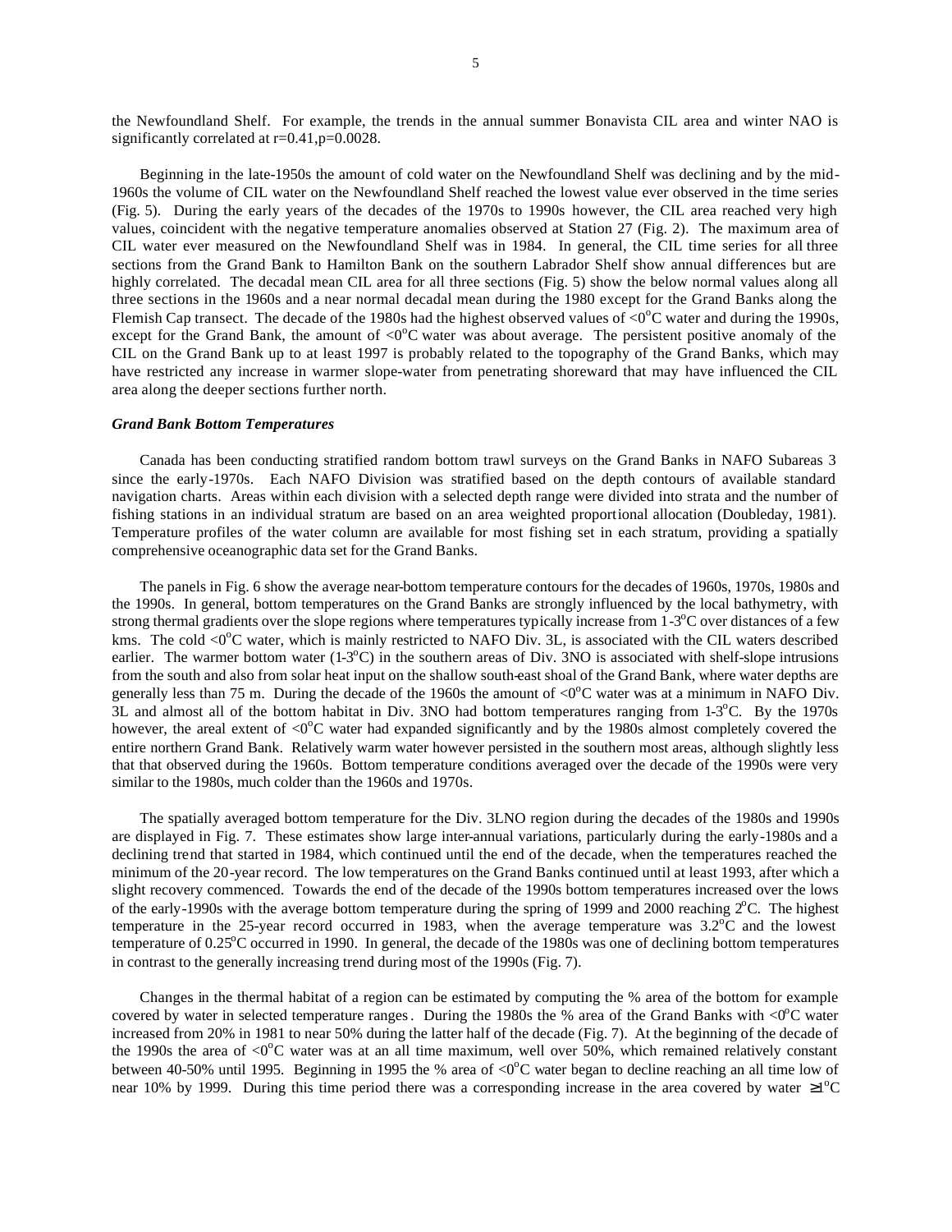the Newfoundland Shelf. For example, the trends in the annual summer Bonavista CIL area and winter NAO is significantly correlated at $r=0.41, p=0.0028$.

Beginning in the late-1950s the amount of cold water on the Newfoundland Shelf was declining and by the mid-1960s the volume of CIL water on the Newfoundland Shelf reached the lowest value ever observed in the time series (Fig. 5). During the early years of the decades of the 1970s to 1990s however, the CIL area reached very high values, coincident with the negative temperature anomalies observed at Station 27 (Fig. 2). The maximum area of CIL water ever measured on the Newfoundland Shelf was in 1984. In general, the CIL time series for all three sections from the Grand Bank to Hamilton Bank on the southern Labrador Shelf show annual differences but are highly correlated. The decadal mean CIL area for all three sections (Fig. 5) show the below normal values along all three sections in the 1960s and a near normal decadal mean during the 1980 except for the Grand Banks along the Flemish Cap transect. The decade of the 1980s had the highest observed values of <0°C water and during the 1990s, except for the Grand Bank, the amount of <0°C water was about average. The persistent positive anomaly of the CIL on the Grand Bank up to at least 1997 is probably related to the topography of the Grand Banks, which may have restricted any increase in warmer slope-water from penetrating shoreward that may have influenced the CIL area along the deeper sections further north.

### *Grand Bank Bottom Temperatures*

Canada has been conducting stratified random bottom trawl surveys on the Grand Banks in NAFO Subareas 3 since the early-1970s. Each NAFO Division was stratified based on the depth contours of available standard navigation charts. Areas within each division with a selected depth range were divided into strata and the number of fishing stations in an individual stratum are based on an area weighted proportional allocation (Doubleday, 1981). Temperature profiles of the water column are available for most fishing set in each stratum, providing a spatially comprehensive oceanographic data set for the Grand Banks.

The panels in Fig. 6 show the average near-bottom temperature contours for the decades of 1960s, 1970s, 1980s and the 1990s. In general, bottom temperatures on the Grand Banks are strongly influenced by the local bathymetry, with strong thermal gradients over the slope regions where temperatures typically increase from 1-3°C over distances of a few kms. The cold <0°C water, which is mainly restricted to NAFO Div. 3L, is associated with the CIL waters described earlier. The warmer bottom water (1-3°C) in the southern areas of Div. 3NO is associated with shelf-slope intrusions from the south and also from solar heat input on the shallow south-east shoal of the Grand Bank, where water depths are generally less than 75 m. During the decade of the 1960s the amount of <0°C water was at a minimum in NAFO Div. 3L and almost all of the bottom habitat in Div. 3NO had bottom temperatures ranging from 1-3°C. By the 1970s however, the areal extent of <0°C water had expanded significantly and by the 1980s almost completely covered the entire northern Grand Bank. Relatively warm water however persisted in the southern most areas, although slightly less that that observed during the 1960s. Bottom temperature conditions averaged over the decade of the 1990s were very similar to the 1980s, much colder than the 1960s and 1970s.

The spatially averaged bottom temperature for the Div. 3LNO region during the decades of the 1980s and 1990s are displayed in Fig. 7. These estimates show large inter-annual variations, particularly during the early-1980s and a declining trend that started in 1984, which continued until the end of the decade, when the temperatures reached the minimum of the 20-year record. The low temperatures on the Grand Banks continued until at least 1993, after which a slight recovery commenced. Towards the end of the decade of the 1990s bottom temperatures increased over the lows of the early-1990s with the average bottom temperature during the spring of 1999 and 2000 reaching 2°C. The highest temperature in the 25-year record occurred in 1983, when the average temperature was 3.2°C and the lowest temperature of 0.25°C occurred in 1990. In general, the decade of the 1980s was one of declining bottom temperatures in contrast to the generally increasing trend during most of the 1990s (Fig. 7).

Changes in the thermal habitat of a region can be estimated by computing the % area of the bottom for example covered by water in selected temperature ranges. During the 1980s the % area of the Grand Banks with <0°C water increased from 20% in 1981 to near 50% during the latter half of the decade (Fig. 7). At the beginning of the decade of the 1990s the area of <0°C water was at an all time maximum, well over 50%, which remained relatively constant between 40-50% until 1995. Beginning in 1995 the % area of <0°C water began to decline reaching an all time low of near 10% by 1999. During this time period there was a corresponding increase in the area covered by water ≥1°C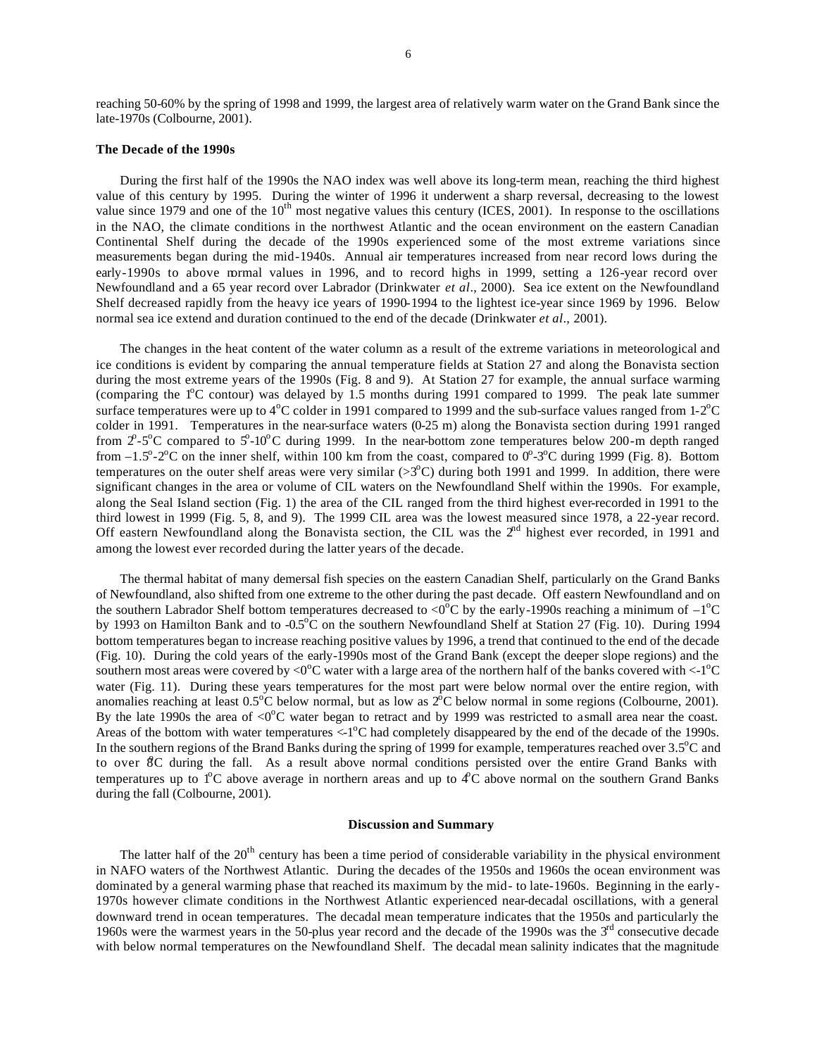reaching 50-60% by the spring of 1998 and 1999, the largest area of relatively warm water on the Grand Bank since the late-1970s (Colbourne, 2001).

**The Decade of the 1990s**

During the first half of the 1990s the NAO index was well above its long-term mean, reaching the third highest value of this century by 1995. During the winter of 1996 it underwent a sharp reversal, decreasing to the lowest value since 1979 and one of the $10^{th}$ most negative values this century (ICES, 2001). In response to the oscillations in the NAO, the climate conditions in the northwest Atlantic and the ocean environment on the eastern Canadian Continental Shelf during the decade of the 1990s experienced some of the most extreme variations since measurements began during the mid-1940s. Annual air temperatures increased from near record lows during the early-1990s to above normal values in 1996, and to record highs in 1999, setting a 126-year record over Newfoundland and a 65 year record over Labrador (Drinkwater *et al*., 2000). Sea ice extent on the Newfoundland Shelf decreased rapidly from the heavy ice years of 1990-1994 to the lightest ice-year since 1969 by 1996. Below normal sea ice extend and duration continued to the end of the decade (Drinkwater *et al*., 2001).

The changes in the heat content of the water column as a result of the extreme variations in meteorological and ice conditions is evident by comparing the annual temperature fields at Station 27 and along the Bonavista section during the most extreme years of the 1990s (Fig. 8 and 9). At Station 27 for example, the annual surface warming (comparing the $1^oC$ contour) was delayed by 1.5 months during 1991 compared to 1999. The peak late summer surface temperatures were up to $4^oC$ colder in 1991 compared to 1999 and the sub-surface values ranged from $1$-$2^oC$ colder in 1991. Temperatures in the near-surface waters (0-25 m) along the Bonavista section during 1991 ranged from $2^o$-$5^oC$ compared to $5^o$-$10^oC$ during 1999. In the near-bottom zone temperatures below 200-m depth ranged from $-1.5^o$-$2^oC$ on the inner shelf, within 100 km from the coast, compared to $0^o$-$3^oC$ during 1999 (Fig. 8). Bottom temperatures on the outer shelf areas were very similar ($>3^oC$) during both 1991 and 1999. In addition, there were significant changes in the area or volume of CIL waters on the Newfoundland Shelf within the 1990s. For example, along the Seal Island section (Fig. 1) the area of the CIL ranged from the third highest ever-recorded in 1991 to the third lowest in 1999 (Fig. 5, 8, and 9). The 1999 CIL area was the lowest measured since 1978, a 22-year record. Off eastern Newfoundland along the Bonavista section, the CIL was the $2^{nd}$ highest ever recorded, in 1991 and among the lowest ever recorded during the latter years of the decade.

The thermal habitat of many demersal fish species on the eastern Canadian Shelf, particularly on the Grand Banks of Newfoundland, also shifted from one extreme to the other during the past decade. Off eastern Newfoundland and on the southern Labrador Shelf bottom temperatures decreased to $<0^oC$ by the early-1990s reaching a minimum of $-1^oC$ by 1993 on Hamilton Bank and to $-0.5^oC$ on the southern Newfoundland Shelf at Station 27 (Fig. 10). During 1994 bottom temperatures began to increase reaching positive values by 1996, a trend that continued to the end of the decade (Fig. 10). During the cold years of the early-1990s most of the Grand Bank (except the deeper slope regions) and the southern most areas were covered by $<0^oC$ water with a large area of the northern half of the banks covered with $<-1^oC$ water (Fig. 11). During these years temperatures for the most part were below normal over the entire region, with anomalies reaching at least $0.5^oC$ below normal, but as low as $2^oC$ below normal in some regions (Colbourne, 2001). By the late 1990s the area of $<0^oC$ water began to retract and by 1999 was restricted to a small area near the coast. Areas of the bottom with water temperatures $<-1^oC$ had completely disappeared by the end of the decade of the 1990s. In the southern regions of the Brand Banks during the spring of 1999 for example, temperatures reached over $3.5^oC$ and to over $8^oC$ during the fall. As a result above normal conditions persisted over the entire Grand Banks with temperatures up to $1^oC$ above average in northern areas and up to $4^oC$ above normal on the southern Grand Banks during the fall (Colbourne, 2001).

## Discussion and Summary

The latter half of the $20^{th}$ century has been a time period of considerable variability in the physical environment in NAFO waters of the Northwest Atlantic. During the decades of the 1950s and 1960s the ocean environment was dominated by a general warming phase that reached its maximum by the mid- to late-1960s. Beginning in the early-1970s however climate conditions in the Northwest Atlantic experienced near-decadal oscillations, with a general downward trend in ocean temperatures. The decadal mean temperature indicates that the 1950s and particularly the 1960s were the warmest years in the 50-plus year record and the decade of the 1990s was the $3^{rd}$ consecutive decade with below normal temperatures on the Newfoundland Shelf. The decadal mean salinity indicates that the magnitude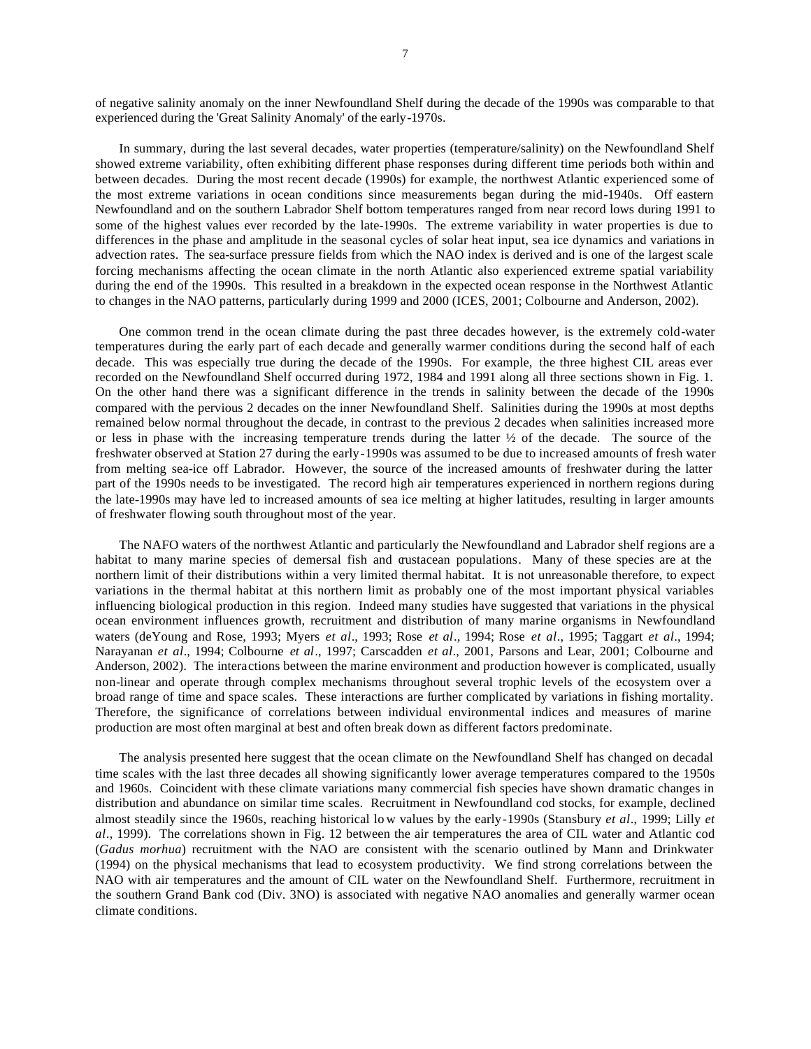of negative salinity anomaly on the inner Newfoundland Shelf during the decade of the 1990s was comparable to that experienced during the 'Great Salinity Anomaly' of the early-1970s.

In summary, during the last several decades, water properties (temperature/salinity) on the Newfoundland Shelf showed extreme variability, often exhibiting different phase responses during different time periods both within and between decades. During the most recent decade (1990s) for example, the northwest Atlantic experienced some of the most extreme variations in ocean conditions since measurements began during the mid-1940s. Off eastern Newfoundland and on the southern Labrador Shelf bottom temperatures ranged from near record lows during 1991 to some of the highest values ever recorded by the late-1990s. The extreme variability in water properties is due to differences in the phase and amplitude in the seasonal cycles of solar heat input, sea ice dynamics and variations in advection rates. The sea-surface pressure fields from which the NAO index is derived and is one of the largest scale forcing mechanisms affecting the ocean climate in the north Atlantic also experienced extreme spatial variability during the end of the 1990s. This resulted in a breakdown in the expected ocean response in the Northwest Atlantic to changes in the NAO patterns, particularly during 1999 and 2000 (ICES, 2001; Colbourne and Anderson, 2002).

One common trend in the ocean climate during the past three decades however, is the extremely cold-water temperatures during the early part of each decade and generally warmer conditions during the second half of each decade. This was especially true during the decade of the 1990s. For example, the three highest CIL areas ever recorded on the Newfoundland Shelf occurred during 1972, 1984 and 1991 along all three sections shown in Fig. 1. On the other hand there was a significant difference in the trends in salinity between the decade of the 1990s compared with the pervious 2 decades on the inner Newfoundland Shelf. Salinities during the 1990s at most depths remained below normal throughout the decade, in contrast to the previous 2 decades when salinities increased more or less in phase with the increasing temperature trends during the latter ½ of the decade. The source of the freshwater observed at Station 27 during the early-1990s was assumed to be due to increased amounts of fresh water from melting sea-ice off Labrador. However, the source of the increased amounts of freshwater during the latter part of the 1990s needs to be investigated. The record high air temperatures experienced in northern regions during the late-1990s may have led to increased amounts of sea ice melting at higher latitudes, resulting in larger amounts of freshwater flowing south throughout most of the year.

The NAFO waters of the northwest Atlantic and particularly the Newfoundland and Labrador shelf regions are a habitat to many marine species of demersal fish and crustacean populations. Many of these species are at the northern limit of their distributions within a very limited thermal habitat. It is not unreasonable therefore, to expect variations in the thermal habitat at this northern limit as probably one of the most important physical variables influencing biological production in this region. Indeed many studies have suggested that variations in the physical ocean environment influences growth, recruitment and distribution of many marine organisms in Newfoundland waters (deYoung and Rose, 1993; Myers *et al*., 1993; Rose *et al*., 1994; Rose *et al*., 1995; Taggart *et al*., 1994; Narayanan *et al*., 1994; Colbourne *et al*., 1997; Carscadden *et al*., 2001, Parsons and Lear, 2001; Colbourne and Anderson, 2002). The interactions between the marine environment and production however is complicated, usually non-linear and operate through complex mechanisms throughout several trophic levels of the ecosystem over a broad range of time and space scales. These interactions are further complicated by variations in fishing mortality. Therefore, the significance of correlations between individual environmental indices and measures of marine production are most often marginal at best and often break down as different factors predominate.

The analysis presented here suggest that the ocean climate on the Newfoundland Shelf has changed on decadal time scales with the last three decades all showing significantly lower average temperatures compared to the 1950s and 1960s. Coincident with these climate variations many commercial fish species have shown dramatic changes in distribution and abundance on similar time scales. Recruitment in Newfoundland cod stocks, for example, declined almost steadily since the 1960s, reaching historical low values by the early-1990s (Stansbury *et al*., 1999; Lilly *et al*., 1999). The correlations shown in Fig. 12 between the air temperatures the area of CIL water and Atlantic cod (*Gadus morhua*) recruitment with the NAO are consistent with the scenario outlined by Mann and Drinkwater (1994) on the physical mechanisms that lead to ecosystem productivity. We find strong correlations between the NAO with air temperatures and the amount of CIL water on the Newfoundland Shelf. Furthermore, recruitment in the southern Grand Bank cod (Div. 3NO) is associated with negative NAO anomalies and generally warmer ocean climate conditions.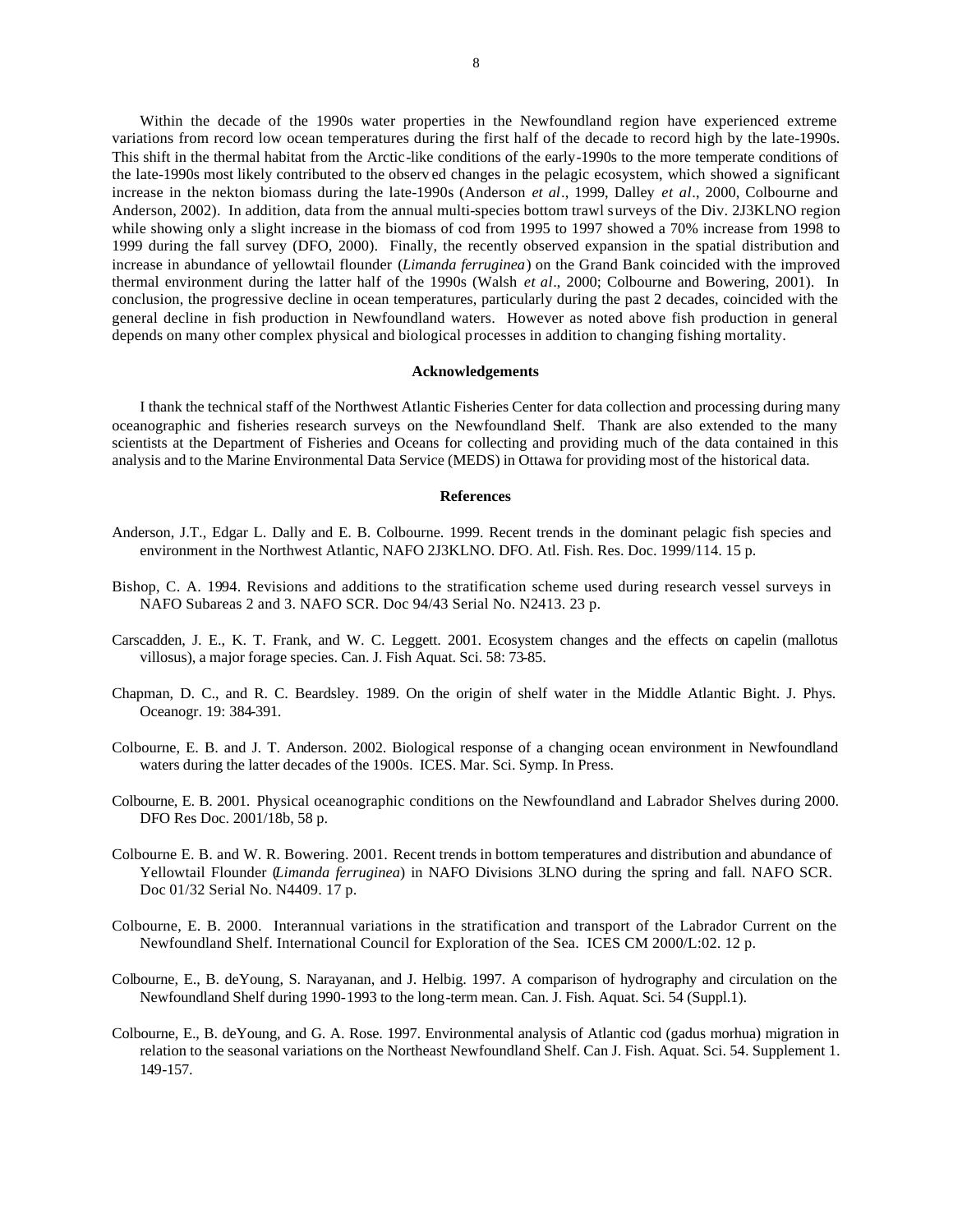Within the decade of the 1990s water properties in the Newfoundland region have experienced extreme variations from record low ocean temperatures during the first half of the decade to record high by the late-1990s. This shift in the thermal habitat from the Arctic-like conditions of the early-1990s to the more temperate conditions of the late-1990s most likely contributed to the observed changes in the pelagic ecosystem, which showed a significant increase in the nekton biomass during the late-1990s (Anderson *et al*., 1999, Dalley *et al*., 2000, Colbourne and Anderson, 2002). In addition, data from the annual multi-species bottom trawl surveys of the Div. 2J3KLNO region while showing only a slight increase in the biomass of cod from 1995 to 1997 showed a 70% increase from 1998 to 1999 during the fall survey (DFO, 2000). Finally, the recently observed expansion in the spatial distribution and increase in abundance of yellowtail flounder (*Limanda ferruginea*) on the Grand Bank coincided with the improved thermal environment during the latter half of the 1990s (Walsh *et al*., 2000; Colbourne and Bowering, 2001). In conclusion, the progressive decline in ocean temperatures, particularly during the past 2 decades, coincided with the general decline in fish production in Newfoundland waters. However as noted above fish production in general depends on many other complex physical and biological processes in addition to changing fishing mortality.

## Acknowledgements

I thank the technical staff of the Northwest Atlantic Fisheries Center for data collection and processing during many oceanographic and fisheries research surveys on the Newfoundland Shelf. Thank are also extended to the many scientists at the Department of Fisheries and Oceans for collecting and providing much of the data contained in this analysis and to the Marine Environmental Data Service (MEDS) in Ottawa for providing most of the historical data.

## References

Anderson, J.T., Edgar L. Dally and E. B. Colbourne. 1999. Recent trends in the dominant pelagic fish species and environment in the Northwest Atlantic, NAFO 2J3KLNO. DFO. Atl. Fish. Res. Doc. 1999/114. 15 p.

Bishop, C. A. 1994. Revisions and additions to the stratification scheme used during research vessel surveys in NAFO Subareas 2 and 3. NAFO SCR. Doc 94/43 Serial No. N2413. 23 p.

Carscadden, J. E., K. T. Frank, and W. C. Leggett. 2001. Ecosystem changes and the effects on capelin (mallotus villosus), a major forage species. Can. J. Fish Aquat. Sci. 58: 73-85.

Chapman, D. C., and R. C. Beardsley. 1989. On the origin of shelf water in the Middle Atlantic Bight. J. Phys. Oceanogr. 19: 384-391.

Colbourne, E. B. and J. T. Anderson. 2002. Biological response of a changing ocean environment in Newfoundland waters during the latter decades of the 1900s. ICES. Mar. Sci. Symp. In Press.

Colbourne, E. B. 2001. Physical oceanographic conditions on the Newfoundland and Labrador Shelves during 2000. DFO Res Doc. 2001/18b, 58 p.

Colbourne E. B. and W. R. Bowering. 2001. Recent trends in bottom temperatures and distribution and abundance of Yellowtail Flounder (*Limanda ferruginea*) in NAFO Divisions 3LNO during the spring and fall. NAFO SCR. Doc 01/32 Serial No. N4409. 17 p.

Colbourne, E. B. 2000. Interannual variations in the stratification and transport of the Labrador Current on the Newfoundland Shelf. International Council for Exploration of the Sea. ICES CM 2000/L:02. 12 p.

Colbourne, E., B. deYoung, S. Narayanan, and J. Helbig. 1997. A comparison of hydrography and circulation on the Newfoundland Shelf during 1990-1993 to the long-term mean. Can. J. Fish. Aquat. Sci. 54 (Suppl.1).

Colbourne, E., B. deYoung, and G. A. Rose. 1997. Environmental analysis of Atlantic cod (gadus morhua) migration in relation to the seasonal variations on the Northeast Newfoundland Shelf. Can J. Fish. Aquat. Sci. 54. Supplement 1. 149-157.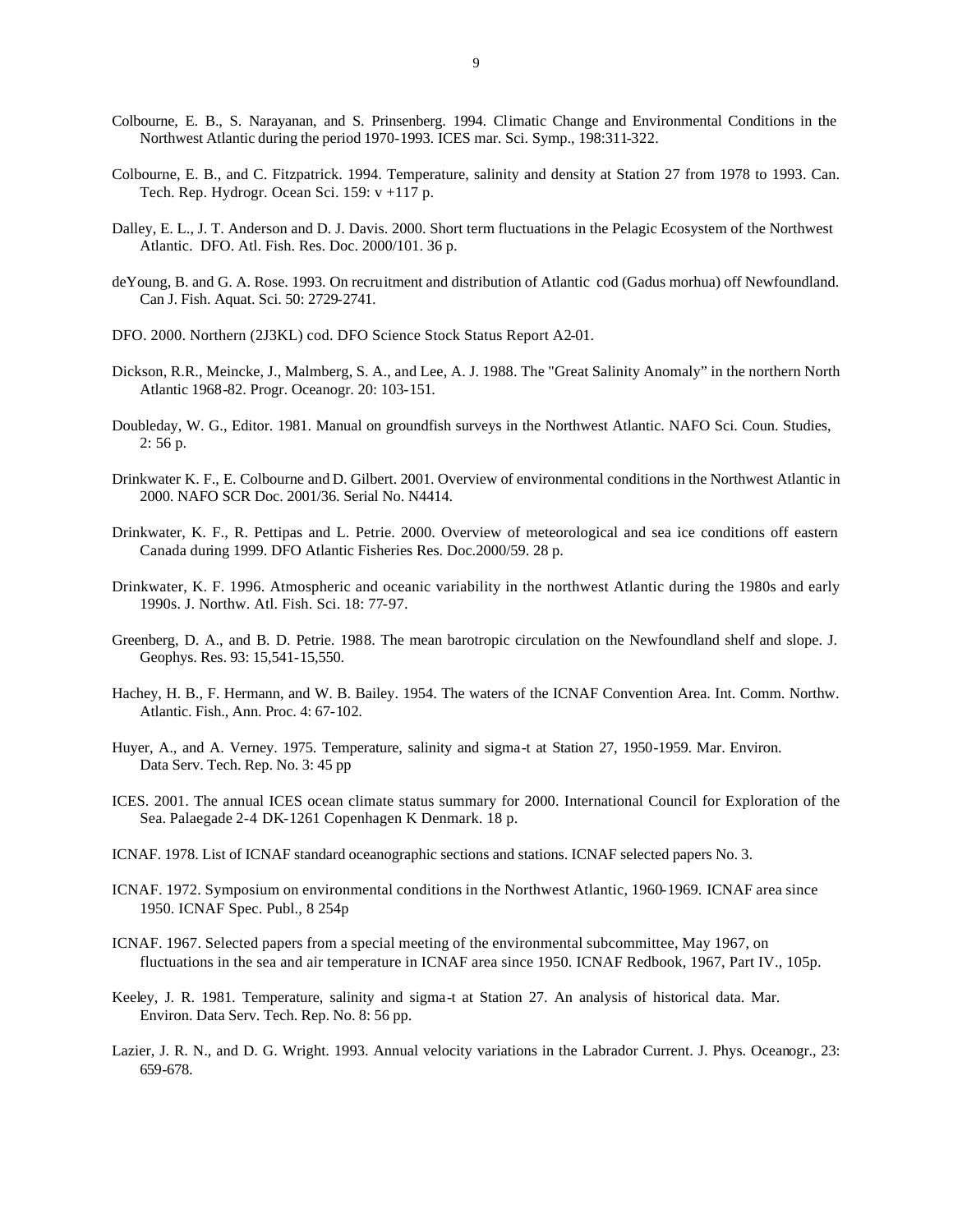Colbourne, E. B., S. Narayanan, and S. Prinsenberg. 1994. Climatic Change and Environmental Conditions in the Northwest Atlantic during the period 1970-1993. ICES mar. Sci. Symp., 198:311-322.

Colbourne, E. B., and C. Fitzpatrick. 1994. Temperature, salinity and density at Station 27 from 1978 to 1993. Can. Tech. Rep. Hydrogr. Ocean Sci. 159: v +117 p.

Dalley, E. L., J. T. Anderson and D. J. Davis. 2000. Short term fluctuations in the Pelagic Ecosystem of the Northwest Atlantic. DFO. Atl. Fish. Res. Doc. 2000/101. 36 p.

deYoung, B. and G. A. Rose. 1993. On recruitment and distribution of Atlantic cod (Gadus morhua) off Newfoundland. Can J. Fish. Aquat. Sci. 50: 2729-2741.

DFO. 2000. Northern (2J3KL) cod. DFO Science Stock Status Report A2-01.

Dickson, R.R., Meincke, J., Malmberg, S. A., and Lee, A. J. 1988. The "Great Salinity Anomaly" in the northern North Atlantic 1968-82. Progr. Oceanogr. 20: 103-151.

Doubleday, W. G., Editor. 1981. Manual on groundfish surveys in the Northwest Atlantic. NAFO Sci. Coun. Studies, 2: 56 p.

Drinkwater K. F., E. Colbourne and D. Gilbert. 2001. Overview of environmental conditions in the Northwest Atlantic in 2000. NAFO SCR Doc. 2001/36. Serial No. N4414.

Drinkwater, K. F., R. Pettipas and L. Petrie. 2000. Overview of meteorological and sea ice conditions off eastern Canada during 1999. DFO Atlantic Fisheries Res. Doc.2000/59. 28 p.

Drinkwater, K. F. 1996. Atmospheric and oceanic variability in the northwest Atlantic during the 1980s and early 1990s. J. Northw. Atl. Fish. Sci. 18: 77-97.

Greenberg, D. A., and B. D. Petrie. 1988. The mean barotropic circulation on the Newfoundland shelf and slope. J. Geophys. Res. 93: 15,541-15,550.

Hachey, H. B., F. Hermann, and W. B. Bailey. 1954. The waters of the ICNAF Convention Area. Int. Comm. Northw. Atlantic. Fish., Ann. Proc. 4: 67-102.

Huyer, A., and A. Verney. 1975. Temperature, salinity and sigma-t at Station 27, 1950-1959. Mar. Environ. Data Serv. Tech. Rep. No. 3: 45 pp

ICES. 2001. The annual ICES ocean climate status summary for 2000. International Council for Exploration of the Sea. Palaegade 2-4 DK-1261 Copenhagen K Denmark. 18 p.

ICNAF. 1978. List of ICNAF standard oceanographic sections and stations. ICNAF selected papers No. 3.

ICNAF. 1972. Symposium on environmental conditions in the Northwest Atlantic, 1960-1969. ICNAF area since 1950. ICNAF Spec. Publ., 8 254p

ICNAF. 1967. Selected papers from a special meeting of the environmental subcommittee, May 1967, on fluctuations in the sea and air temperature in ICNAF area since 1950. ICNAF Redbook, 1967, Part IV., 105p.

Keeley, J. R. 1981. Temperature, salinity and sigma-t at Station 27. An analysis of historical data. Mar. Environ. Data Serv. Tech. Rep. No. 8: 56 pp.

Lazier, J. R. N., and D. G. Wright. 1993. Annual velocity variations in the Labrador Current. J. Phys. Oceanogr., 23: 659-678.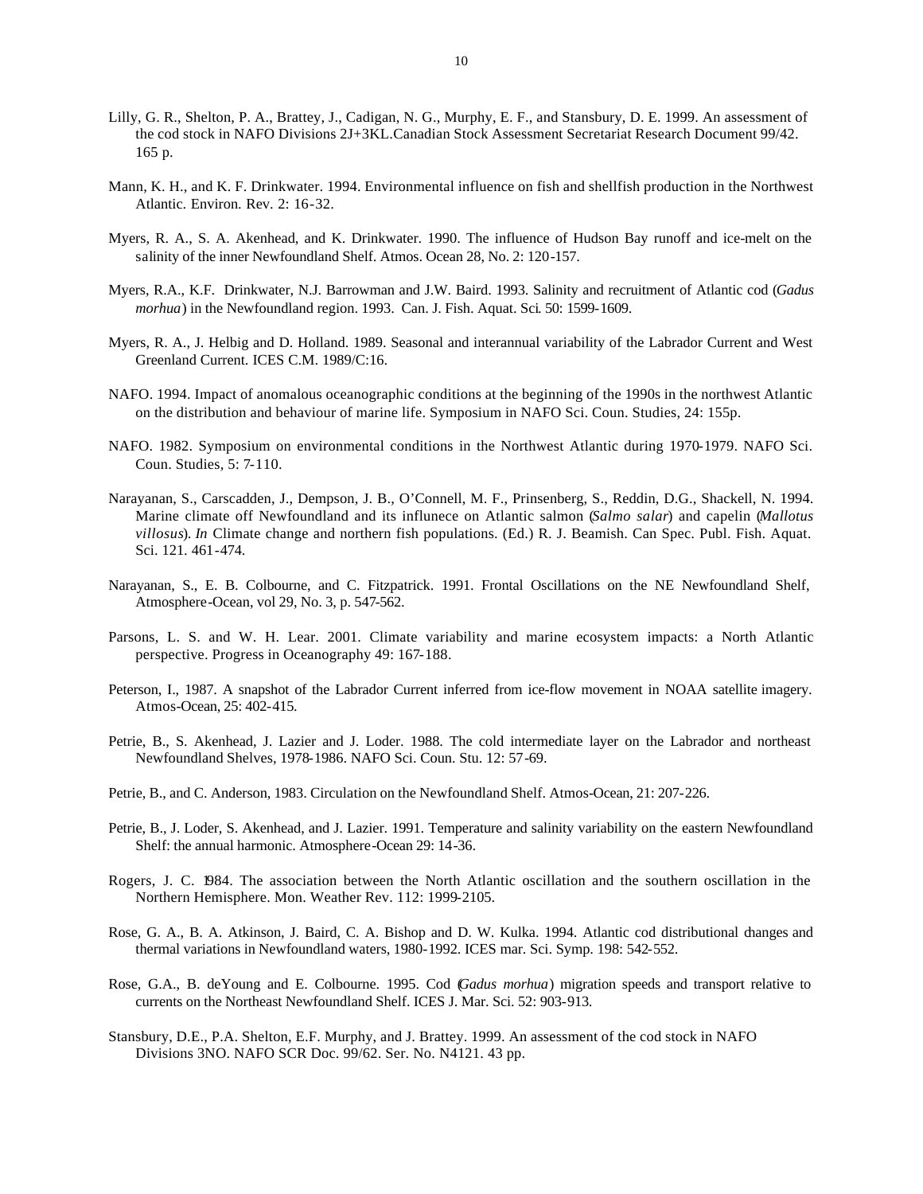Lilly, G. R., Shelton, P. A., Brattey, J., Cadigan, N. G., Murphy, E. F., and Stansbury, D. E. 1999. An assessment of the cod stock in NAFO Divisions 2J+3KL.Canadian Stock Assessment Secretariat Research Document 99/42. 165 p.

Mann, K. H., and K. F. Drinkwater. 1994. Environmental influence on fish and shellfish production in the Northwest Atlantic. Environ. Rev. 2: 16-32.

Myers, R. A., S. A. Akenhead, and K. Drinkwater. 1990. The influence of Hudson Bay runoff and ice-melt on the salinity of the inner Newfoundland Shelf. Atmos. Ocean 28, No. 2: 120-157.

Myers, R.A., K.F. Drinkwater, N.J. Barrowman and J.W. Baird. 1993. Salinity and recruitment of Atlantic cod (*Gadus morhua*) in the Newfoundland region. 1993. Can. J. Fish. Aquat. Sci. 50: 1599-1609.

Myers, R. A., J. Helbig and D. Holland. 1989. Seasonal and interannual variability of the Labrador Current and West Greenland Current. ICES C.M. 1989/C:16.

NAFO. 1994. Impact of anomalous oceanographic conditions at the beginning of the 1990s in the northwest Atlantic on the distribution and behaviour of marine life. Symposium in NAFO Sci. Coun. Studies, 24: 155p.

NAFO. 1982. Symposium on environmental conditions in the Northwest Atlantic during 1970-1979. NAFO Sci. Coun. Studies, 5: 7-110.

Narayanan, S., Carscadden, J., Dempson, J. B., O'Connell, M. F., Prinsenberg, S., Reddin, D.G., Shackell, N. 1994. Marine climate off Newfoundland and its influnece on Atlantic salmon (*Salmo salar*) and capelin (*Mallotus villosus*). *In* Climate change and northern fish populations. (Ed.) R. J. Beamish. Can Spec. Publ. Fish. Aquat. Sci. 121. 461-474.

Narayanan, S., E. B. Colbourne, and C. Fitzpatrick. 1991. Frontal Oscillations on the NE Newfoundland Shelf, Atmosphere-Ocean, vol 29, No. 3, p. 547-562.

Parsons, L. S. and W. H. Lear. 2001. Climate variability and marine ecosystem impacts: a North Atlantic perspective. Progress in Oceanography 49: 167-188.

Peterson, I., 1987. A snapshot of the Labrador Current inferred from ice-flow movement in NOAA satellite imagery. Atmos-Ocean, 25: 402-415.

Petrie, B., S. Akenhead, J. Lazier and J. Loder. 1988. The cold intermediate layer on the Labrador and northeast Newfoundland Shelves, 1978-1986. NAFO Sci. Coun. Stu. 12: 57-69.

Petrie, B., and C. Anderson, 1983. Circulation on the Newfoundland Shelf. Atmos-Ocean, 21: 207-226.

Petrie, B., J. Loder, S. Akenhead, and J. Lazier. 1991. Temperature and salinity variability on the eastern Newfoundland Shelf: the annual harmonic. Atmosphere-Ocean 29: 14-36.

Rogers, J. C. 1984. The association between the North Atlantic oscillation and the southern oscillation in the Northern Hemisphere. Mon. Weather Rev. 112: 1999-2105.

Rose, G. A., B. A. Atkinson, J. Baird, C. A. Bishop and D. W. Kulka. 1994. Atlantic cod distributional changes and thermal variations in Newfoundland waters, 1980-1992. ICES mar. Sci. Symp. 198: 542-552.

Rose, G.A., B. deYoung and E. Colbourne. 1995. Cod (*Gadus morhua*) migration speeds and transport relative to currents on the Northeast Newfoundland Shelf. ICES J. Mar. Sci. 52: 903-913.

Stansbury, D.E., P.A. Shelton, E.F. Murphy, and J. Brattey. 1999. An assessment of the cod stock in NAFO Divisions 3NO. NAFO SCR Doc. 99/62. Ser. No. N4121. 43 pp.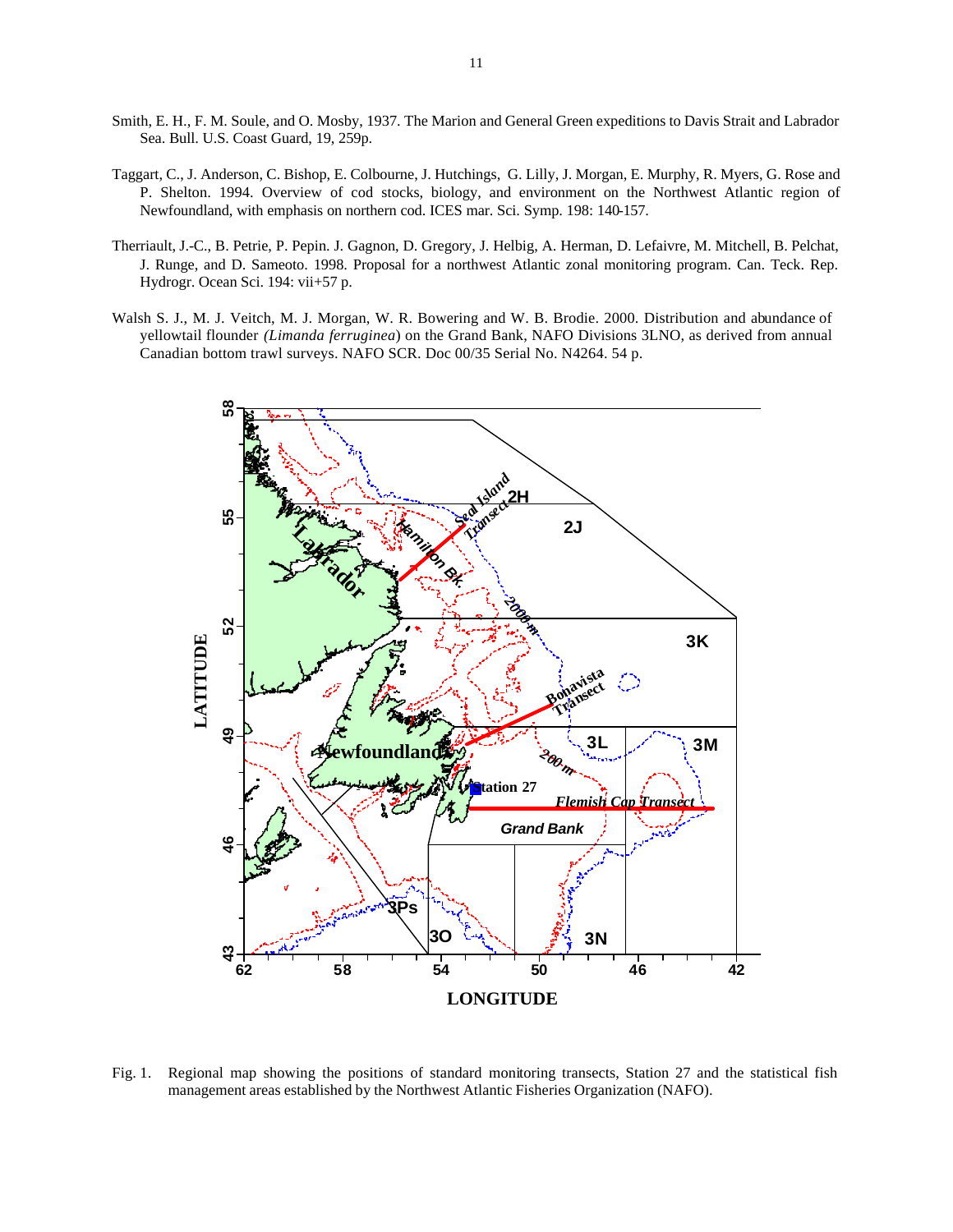Smith, E. H., F. M. Soule, and O. Mosby, 1937. The Marion and General Green expeditions to Davis Strait and Labrador Sea. Bull. U.S. Coast Guard, 19, 259p.

Taggart, C., J. Anderson, C. Bishop, E. Colbourne, J. Hutchings, G. Lilly, J. Morgan, E. Murphy, R. Myers, G. Rose and P. Shelton. 1994. Overview of cod stocks, biology, and environment on the Northwest Atlantic region of Newfoundland, with emphasis on northern cod. ICES mar. Sci. Symp. 198: 140-157.

Therriault, J.-C., B. Petrie, P. Pepin. J. Gagnon, D. Gregory, J. Helbig, A. Herman, D. Lefaivre, M. Mitchell, B. Pelchat, J. Runge, and D. Sameoto. 1998. Proposal for a northwest Atlantic zonal monitoring program. Can. Teck. Rep. Hydrogr. Ocean Sci. 194: vii+57 p.

Walsh S. J., M. J. Veitch, M. J. Morgan, W. R. Bowering and W. B. Brodie. 2000. Distribution and abundance of yellowtail flounder *(Limanda ferruginea*) on the Grand Bank, NAFO Divisions 3LNO, as derived from annual Canadian bottom trawl surveys. NAFO SCR. Doc 00/35 Serial No. N4264. 54 p.

Fig. 1. Regional map showing the positions of standard monitoring transects, Station 27 and the statistical fish management areas established by the Northwest Atlantic Fisheries Organization (NAFO).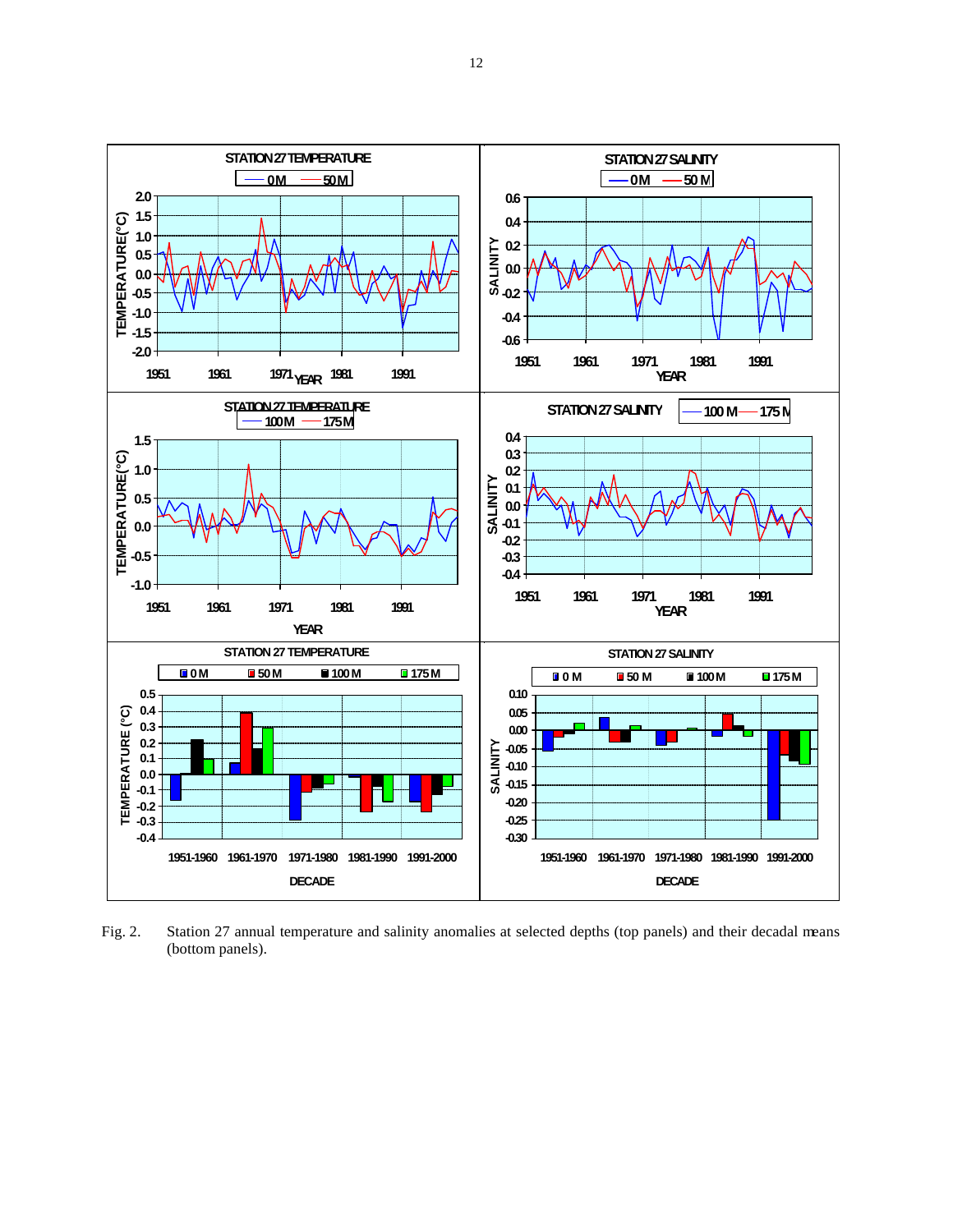Fig. 2. Station 27 annual temperature and salinity anomalies at selected depths (top panels) and their decadal means (bottom panels).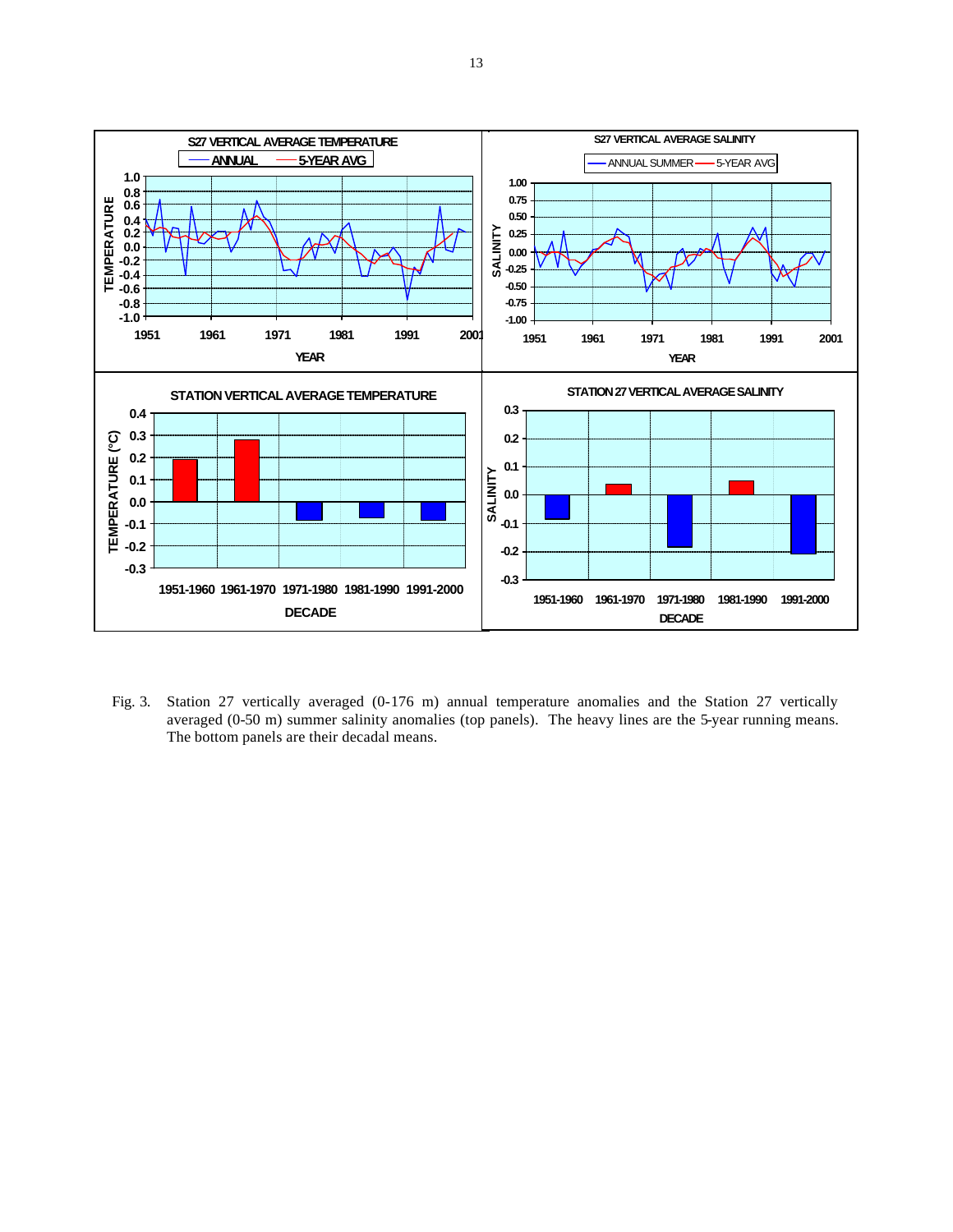Fig. 3. Station 27 vertically averaged (0-176 m) annual temperature anomalies and the Station 27 vertically averaged (0-50 m) summer salinity anomalies (top panels). The heavy lines are the 5-year running means. The bottom panels are their decadal means.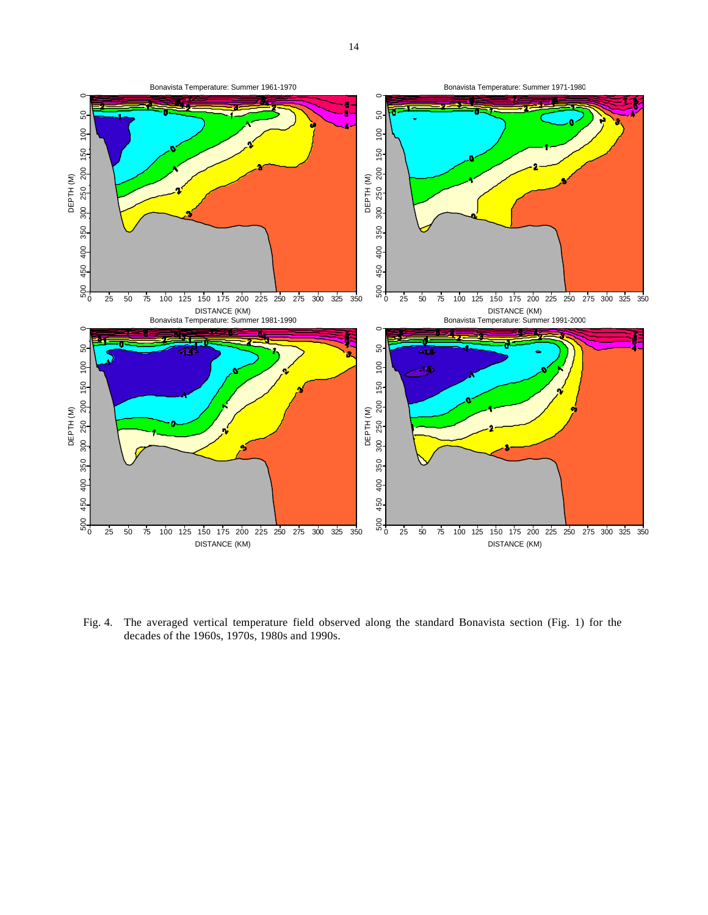Fig. 4. The averaged vertical temperature field observed along the standard Bonavista section (Fig. 1) for the decades of the 1960s, 1970s, 1980s and 1990s.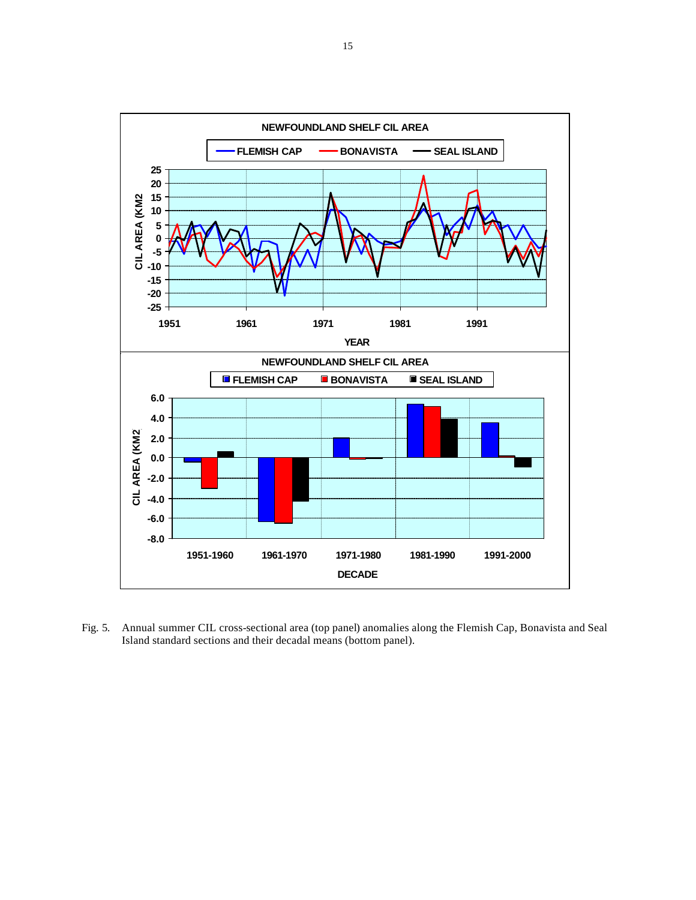Fig. 5. Annual summer CIL cross-sectional area (top panel) anomalies along the Flemish Cap, Bonavista and Seal Island standard sections and their decadal means (bottom panel).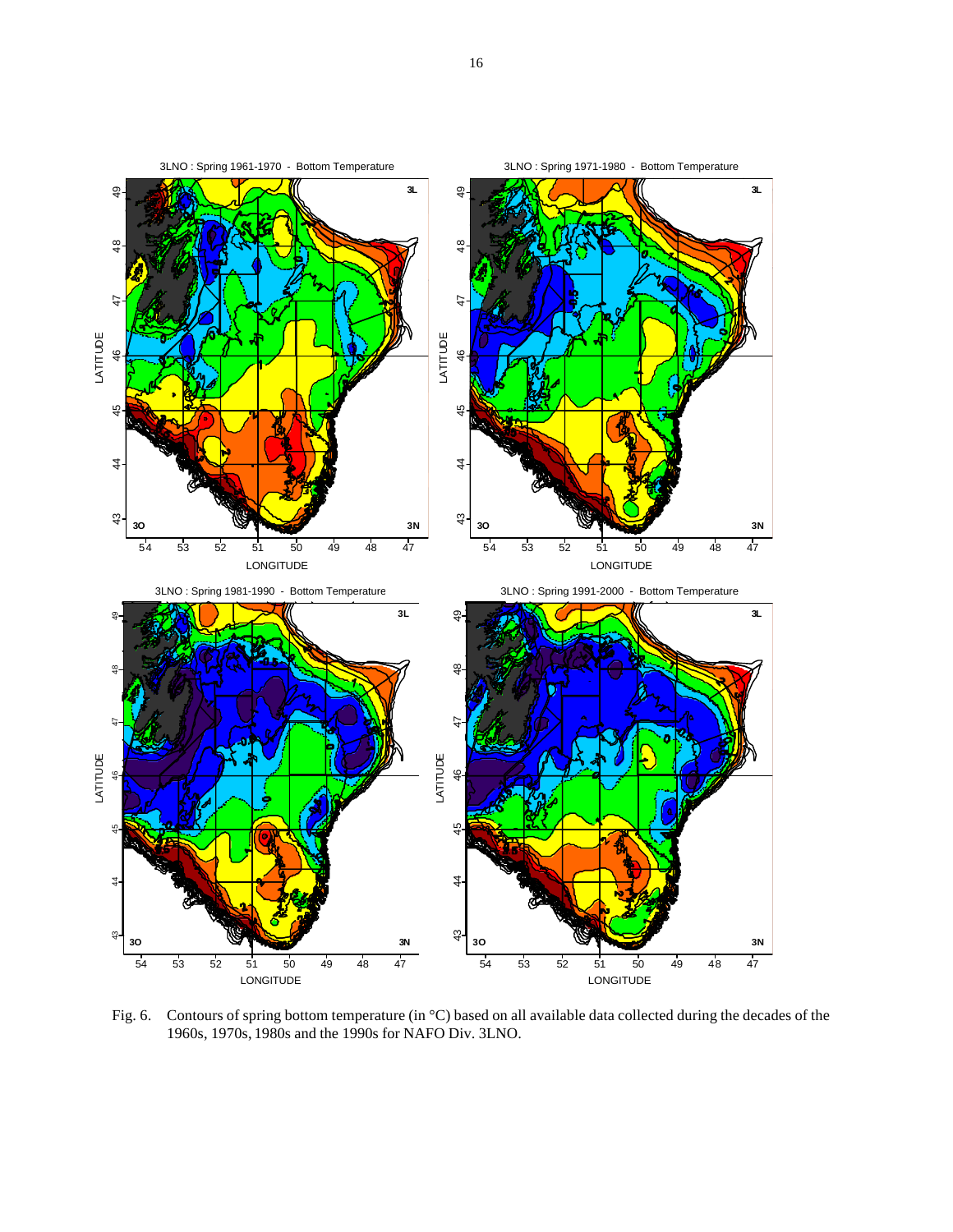Fig. 6. Contours of spring bottom temperature (in °C) based on all available data collected during the decades of the 1960s, 1970s, 1980s and the 1990s for NAFO Div. 3LNO.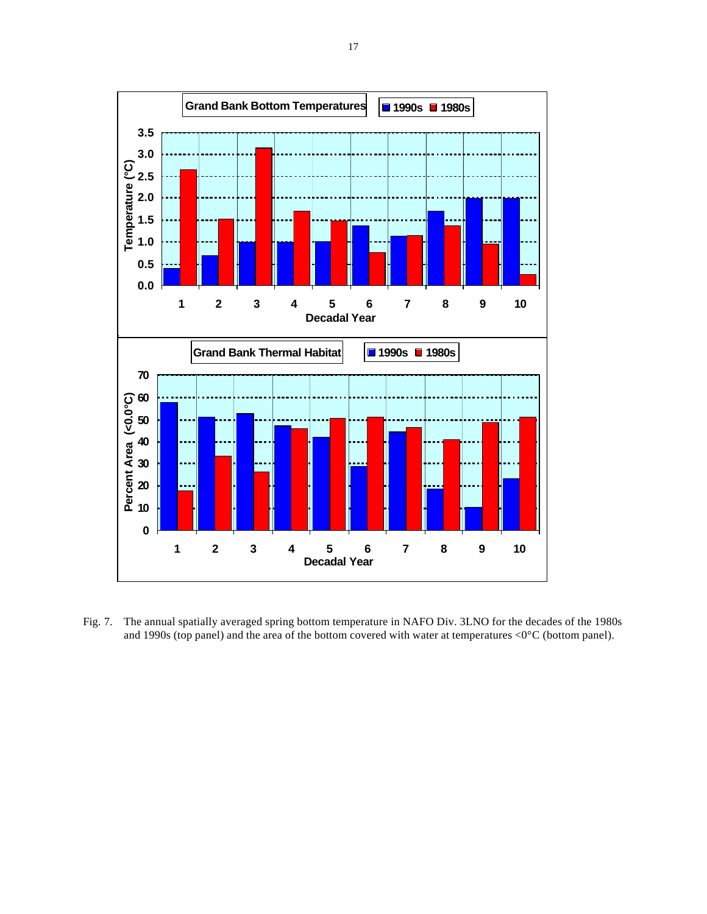Fig. 7. The annual spatially averaged spring bottom temperature in NAFO Div. 3LNO for the decades of the 1980s and 1990s (top panel) and the area of the bottom covered with water at temperatures <0°C (bottom panel).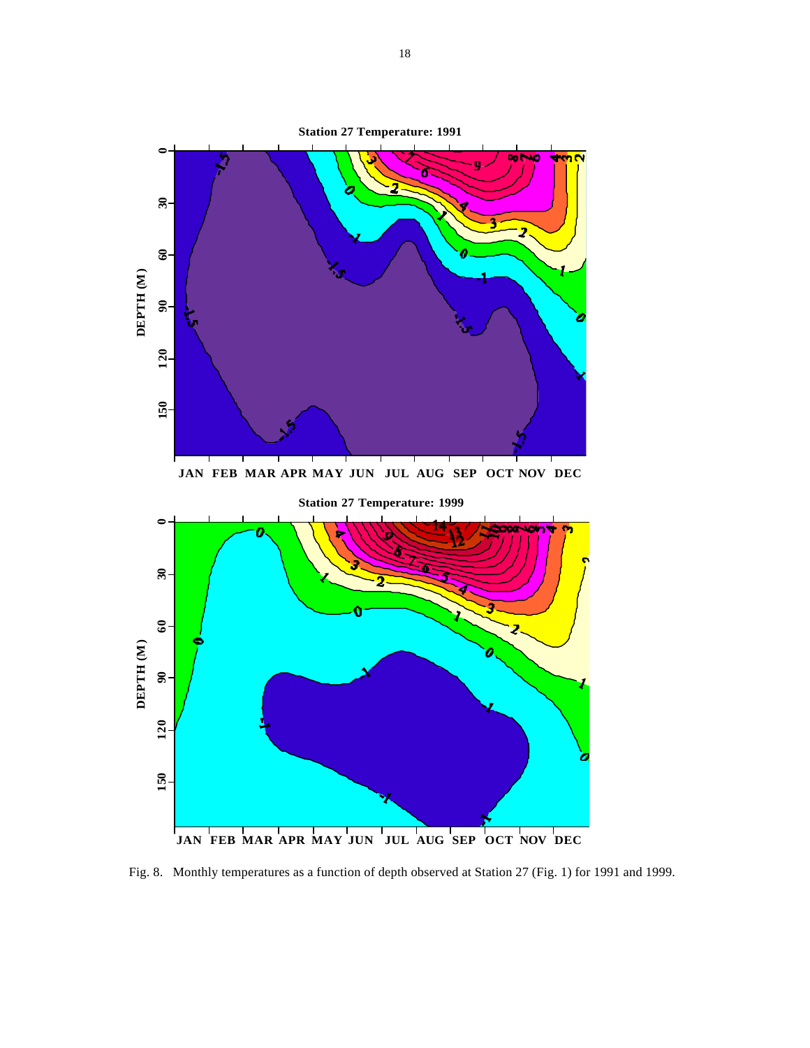Fig. 8. Monthly temperatures as a function of depth observed at Station 27 (Fig. 1) for 1991 and 1999.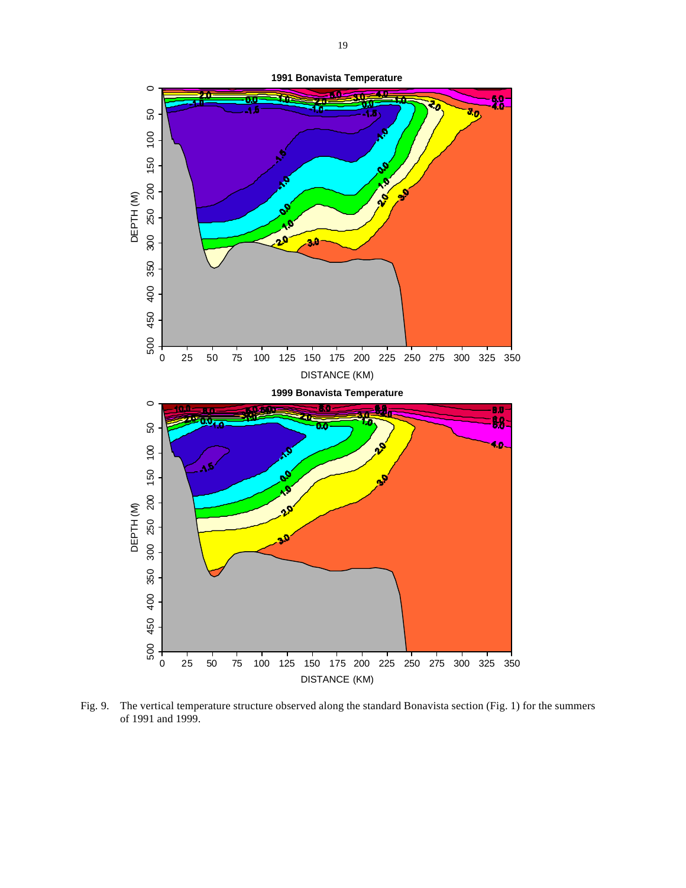Fig. 9. The vertical temperature structure observed along the standard Bonavista section (Fig. 1) for the summers of 1991 and 1999.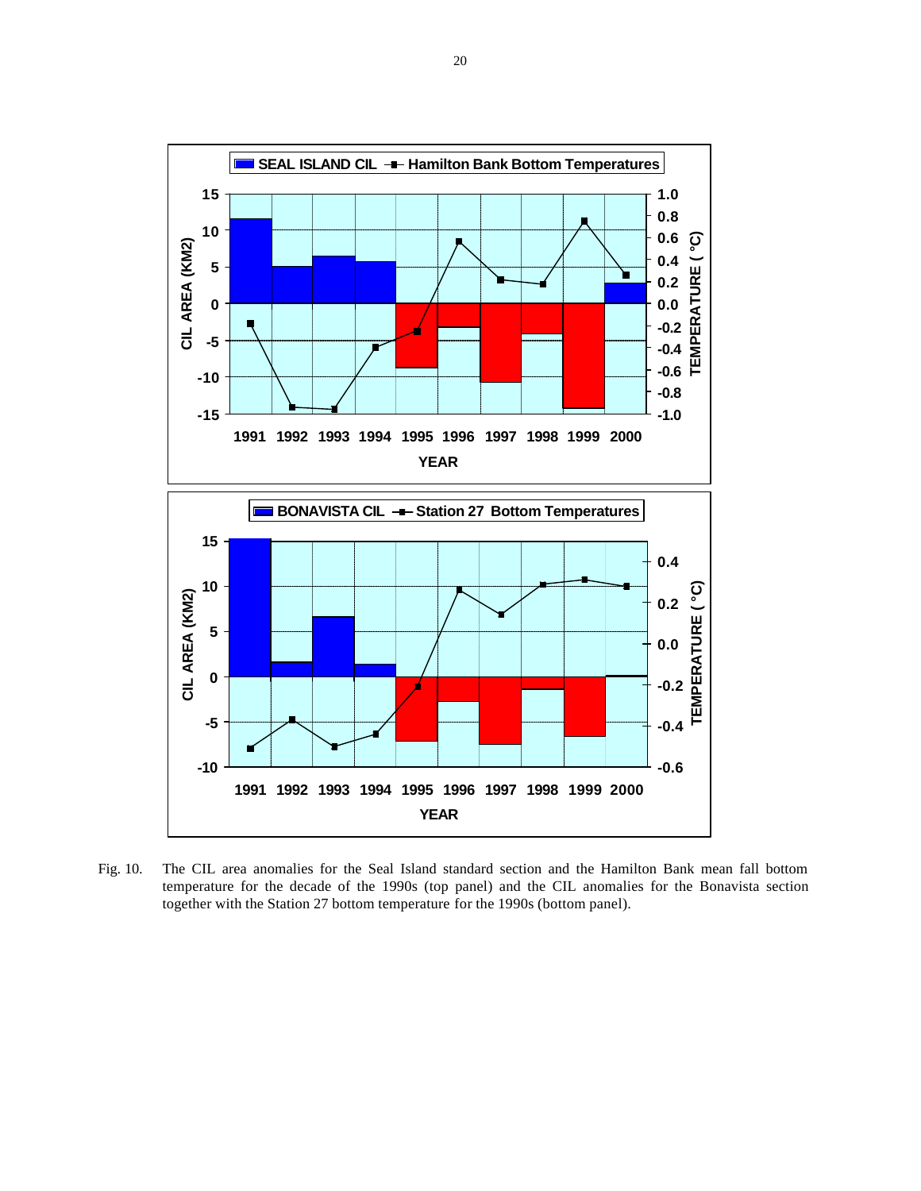Fig. 10. The CIL area anomalies for the Seal Island standard section and the Hamilton Bank mean fall bottom temperature for the decade of the 1990s (top panel) and the CIL anomalies for the Bonavista section together with the Station 27 bottom temperature for the 1990s (bottom panel).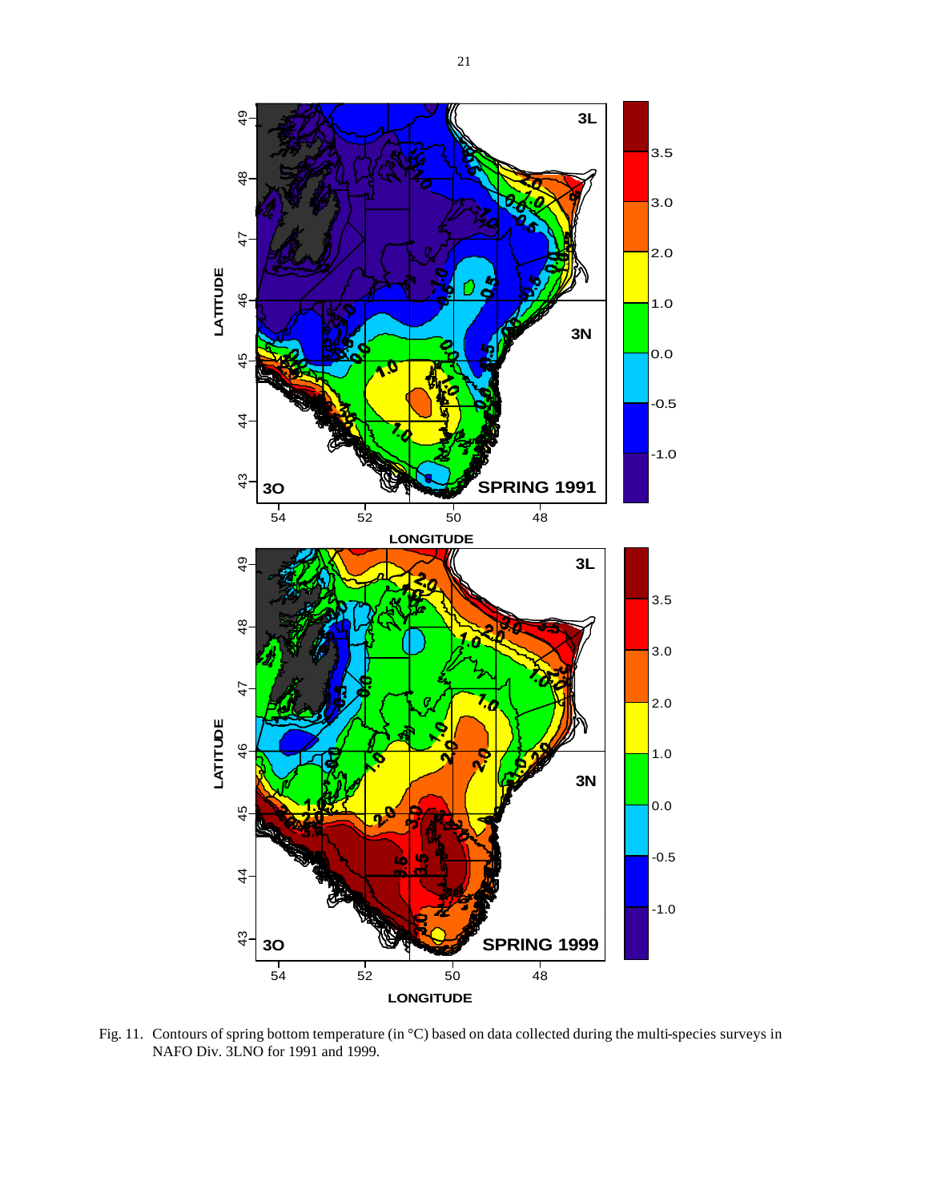Fig. 11. Contours of spring bottom temperature (in °C) based on data collected during the multi-species surveys in NAFO Div. 3LNO for 1991 and 1999.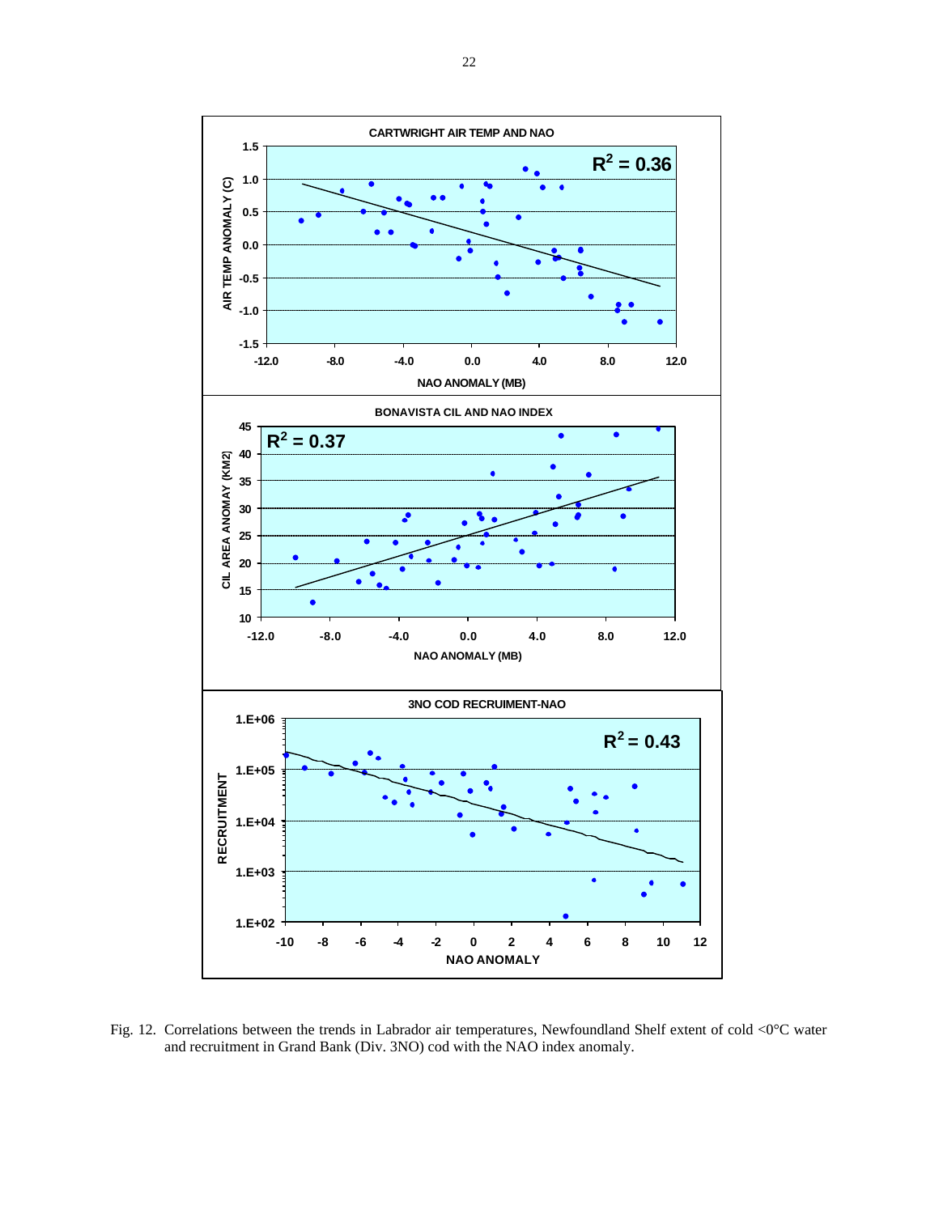CARTWRIGHT AIR TEMP AND NAO

$R^2 = 0.36$

AIR TEMP ANOMALY (C)

1.5
1.0
0.5
0.0
-0.5
-1.0
-1.5

-12.0 -8.0 -4.0 0.0 4.0 8.0 12.0

NAO ANOMALY (MB)

BONAVISTA CIL AND NAO INDEX

$R^2 = 0.37$

CIL AREA ANOMAY (KM2)

45
40
35
30
25
20
15
10

-12.0 -8.0 -4.0 0.0 4.0 8.0 12.0

NAO ANOMALY (MB)

3NO COD RECRUIMENT-NAO

$R^2 = 0.43$

RECRUITMENT

1.E+06
1.E+05
1.E+04
1.E+03
1.E+02

-10 -8 -6 -4 -2 0 2 4 6 8 10 12

NAO ANOMALY

Fig. 12. Correlations between the trends in Labrador air temperatures, Newfoundland Shelf extent of cold <0°C water and recruitment in Grand Bank (Div. 3NO) cod with the NAO index anomaly.